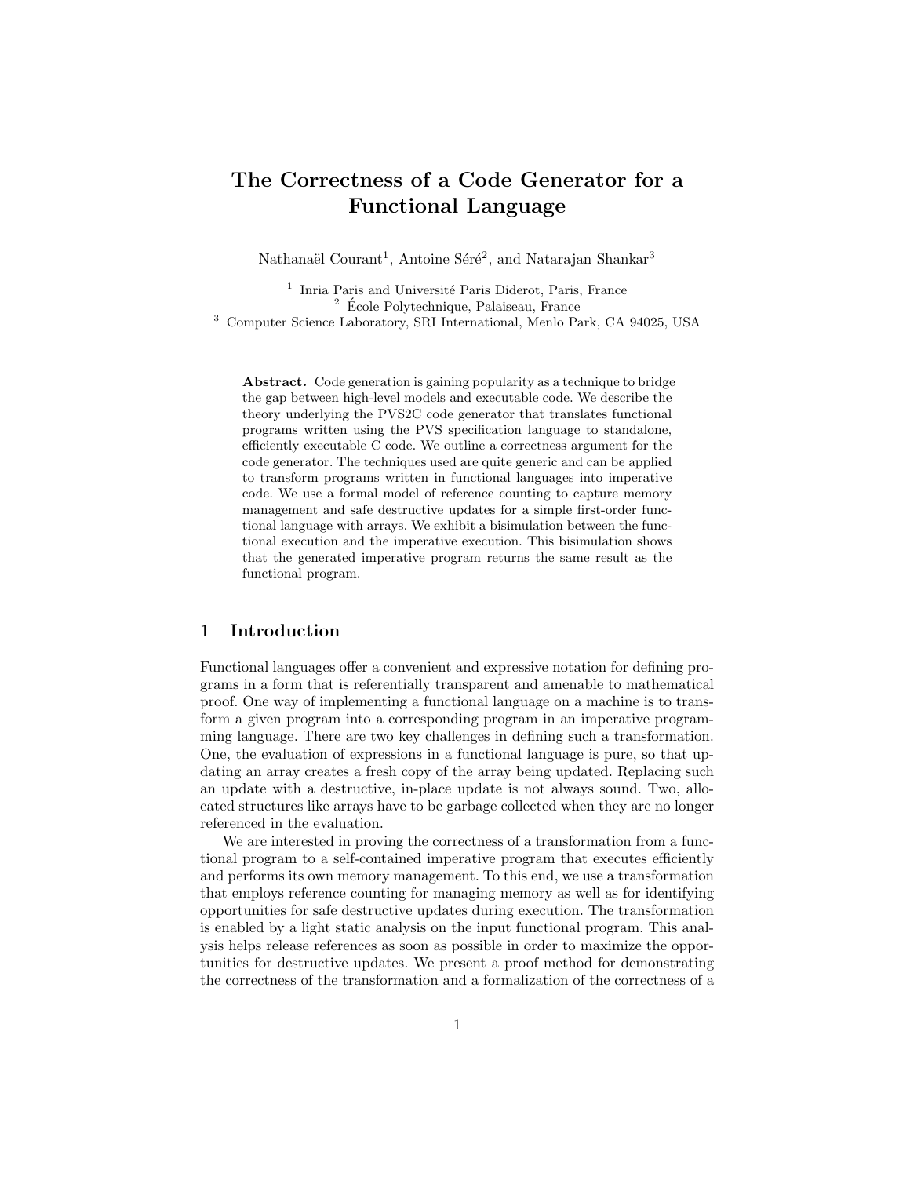# The Correctness of a Code Generator for a Functional Language

Nathanaël Courant[1], Antoine Séré[2], and Natarajan Shankar[3]

[1] Inria Paris and Université Paris Diderot, Paris, France
[2] École Polytechnique, Palaiseau, France
[3] Computer Science Laboratory, SRI International, Menlo Park, CA 94025, USA

**Abstract.** Code generation is gaining popularity as a technique to bridge the gap between high-level models and executable code. We describe the theory underlying the PVS2C code generator that translates functional programs written using the PVS specification language to standalone, efficiently executable C code. We outline a correctness argument for the code generator. The techniques used are quite generic and can be applied to transform programs written in functional languages into imperative code. We use a formal model of reference counting to capture memory management and safe destructive updates for a simple first-order functional language with arrays. We exhibit a bisimulation between the functional execution and the imperative execution. This bisimulation shows that the generated imperative program returns the same result as the functional program.

## 1 Introduction

Functional languages offer a convenient and expressive notation for defining programs in a form that is referentially transparent and amenable to mathematical proof. One way of implementing a functional language on a machine is to transform a given program into a corresponding program in an imperative programming language. There are two key challenges in defining such a transformation. One, the evaluation of expressions in a functional language is pure, so that updating an array creates a fresh copy of the array being updated. Replacing such an update with a destructive, in-place update is not always sound. Two, allocated structures like arrays have to be garbage collected when they are no longer referenced in the evaluation.

We are interested in proving the correctness of a transformation from a functional program to a self-contained imperative program that executes efficiently and performs its own memory management. To this end, we use a transformation that employs reference counting for managing memory as well as for identifying opportunities for safe destructive updates during execution. The transformation is enabled by a light static analysis on the input functional program. This analysis helps release references as soon as possible in order to maximize the opportunities for destructive updates. We present a proof method for demonstrating the correctness of the transformation and a formalization of the correctness of a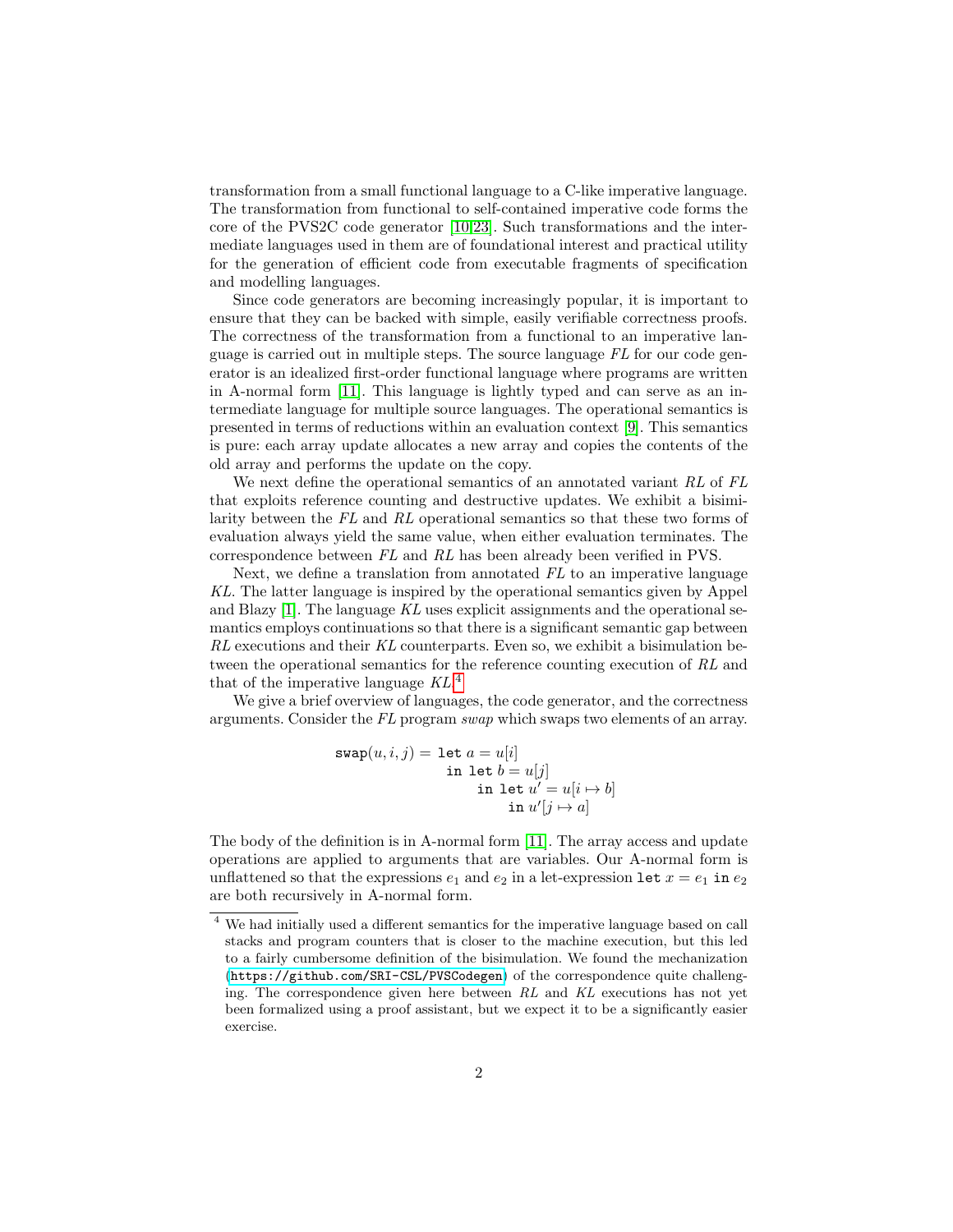transformation from a small functional language to a C-like imperative language. The transformation from functional to self-contained imperative code forms the core of the PVS2C code generator [10,23]. Such transformations and the intermediate languages used in them are of foundational interest and practical utility for the generation of efficient code from executable fragments of specification and modelling languages.

Since code generators are becoming increasingly popular, it is important to ensure that they can be backed with simple, easily verifiable correctness proofs. The correctness of the transformation from a functional to an imperative language is carried out in multiple steps. The source language *FL* for our code generator is an idealized first-order functional language where programs are written in A-normal form [11]. This language is lightly typed and can serve as an intermediate language for multiple source languages. The operational semantics is presented in terms of reductions within an evaluation context [9]. This semantics is pure: each array update allocates a new array and copies the contents of the old array and performs the update on the copy.

We next define the operational semantics of an annotated variant *RL* of *FL* that exploits reference counting and destructive updates. We exhibit a bisimilarity between the *FL* and *RL* operational semantics so that these two forms of evaluation always yield the same value, when either evaluation terminates. The correspondence between *FL* and *RL* has been already been verified in PVS.

Next, we define a translation from annotated *FL* to an imperative language *KL*. The latter language is inspired by the operational semantics given by Appel and Blazy [1]. The language *KL* uses explicit assignments and the operational semantics employs continuations so that there is a significant semantic gap between *RL* executions and their *KL* counterparts. Even so, we exhibit a bisimulation between the operational semantics for the reference counting execution of *RL* and that of the imperative language *KL*.[4]

We give a brief overview of languages, the code generator, and the correctness arguments. Consider the *FL* program *swap* which swaps two elements of an array.

$$\begin{aligned}\texttt{swap}(u, i, j) = \; & \texttt{let } a = u[i] \\ & \texttt{in let } b = u[j] \\ & \quad \texttt{in let } u' = u[i \mapsto b] \\ & \quad\quad \texttt{in } u'[j \mapsto a]\end{aligned}$$

The body of the definition is in A-normal form [11]. The array access and update operations are applied to arguments that are variables. Our A-normal form is unflattened so that the expressions $e_1$ and $e_2$ in a let-expression $\texttt{let } x = e_1 \texttt{ in } e_2$ are both recursively in A-normal form.

---

[4] We had initially used a different semantics for the imperative language based on call stacks and program counters that is closer to the machine execution, but this led to a fairly cumbersome definition of the bisimulation. We found the mechanization (`https://github.com/SRI-CSL/PVSCodegen`) of the correspondence quite challenging. The correspondence given here between *RL* and *KL* executions has not yet been formalized using a proof assistant, but we expect it to be a significantly easier exercise.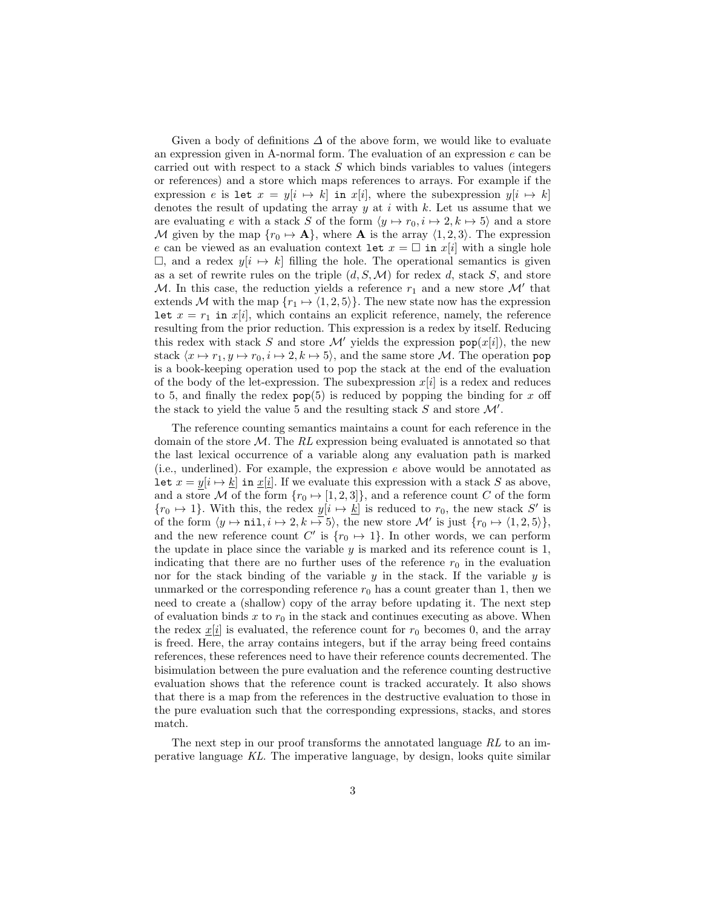Given a body of definitions $\Delta$ of the above form, we would like to evaluate an expression given in A-normal form. The evaluation of an expression $e$ can be carried out with respect to a stack $S$ which binds variables to values (integers or references) and a store which maps references to arrays. For example if the expression $e$ is $\texttt{let}\ x = y[i \mapsto k]\ \texttt{in}\ x[i]$, where the subexpression $y[i \mapsto k]$ denotes the result of updating the array $y$ at $i$ with $k$. Let us assume that we are evaluating $e$ with a stack $S$ of the form $\langle y \mapsto r_0, i \mapsto 2, k \mapsto 5\rangle$ and a store $\mathcal{M}$ given by the map $\{r_0 \mapsto \mathbf{A}\}$, where $\mathbf{A}$ is the array $\langle 1, 2, 3\rangle$. The expression $e$ can be viewed as an evaluation context $\texttt{let}\ x = \Box\ \texttt{in}\ x[i]$ with a single hole $\Box$, and a redex $y[i \mapsto k]$ filling the hole. The operational semantics is given as a set of rewrite rules on the triple $(d, S, \mathcal{M})$ for redex $d$, stack $S$, and store $\mathcal{M}$. In this case, the reduction yields a reference $r_1$ and a new store $\mathcal{M}'$ that extends $\mathcal{M}$ with the map $\{r_1 \mapsto \langle 1, 2, 5\rangle\}$. The new state now has the expression $\texttt{let}\ x = r_1\ \texttt{in}\ x[i]$, which contains an explicit reference, namely, the reference resulting from the prior reduction. This expression is a redex by itself. Reducing this redex with stack $S$ and store $\mathcal{M}'$ yields the expression $\texttt{pop}(x[i])$, the new stack $\langle x \mapsto r_1, y \mapsto r_0, i \mapsto 2, k \mapsto 5\rangle$, and the same store $\mathcal{M}$. The operation $\texttt{pop}$ is a book-keeping operation used to pop the stack at the end of the evaluation of the body of the let-expression. The subexpression $x[i]$ is a redex and reduces to 5, and finally the redex $\texttt{pop}(5)$ is reduced by popping the binding for $x$ off the stack to yield the value 5 and the resulting stack $S$ and store $\mathcal{M}'$.

The reference counting semantics maintains a count for each reference in the domain of the store $\mathcal{M}$. The *RL* expression being evaluated is annotated so that the last lexical occurrence of a variable along any evaluation path is marked (i.e., underlined). For example, the expression $e$ above would be annotated as $\texttt{let}\ x = \underline{y}[i \mapsto \underline{k}]\ \texttt{in}\ \underline{x}[\underline{i}]$. If we evaluate this expression with a stack $S$ as above, and a store $\mathcal{M}$ of the form $\{r_0 \mapsto [1, 2, 3]\}$, and a reference count $C$ of the form $\{r_0 \mapsto 1\}$. With this, the redex $\underline{y}[i \mapsto \underline{k}]$ is reduced to $r_0$, the new stack $S'$ is of the form $\langle y \mapsto \texttt{nil}, i \mapsto 2, k \mapsto 5\rangle$, the new store $\mathcal{M}'$ is just $\{r_0 \mapsto \langle 1, 2, 5\rangle\}$, and the new reference count $C'$ is $\{r_0 \mapsto 1\}$. In other words, we can perform the update in place since the variable $y$ is marked and its reference count is 1, indicating that there are no further uses of the reference $r_0$ in the evaluation nor for the stack binding of the variable $y$ in the stack. If the variable $y$ is unmarked or the corresponding reference $r_0$ has a count greater than 1, then we need to create a (shallow) copy of the array before updating it. The next step of evaluation binds $x$ to $r_0$ in the stack and continues executing as above. When the redex $\underline{x}[\underline{i}]$ is evaluated, the reference count for $r_0$ becomes 0, and the array is freed. Here, the array contains integers, but if the array being freed contains references, these references need to have their reference counts decremented. The bisimulation between the pure evaluation and the reference counting destructive evaluation shows that the reference count is tracked accurately. It also shows that there is a map from the references in the destructive evaluation to those in the pure evaluation such that the corresponding expressions, stacks, and stores match.

The next step in our proof transforms the annotated language *RL* to an imperative language *KL*. The imperative language, by design, looks quite similar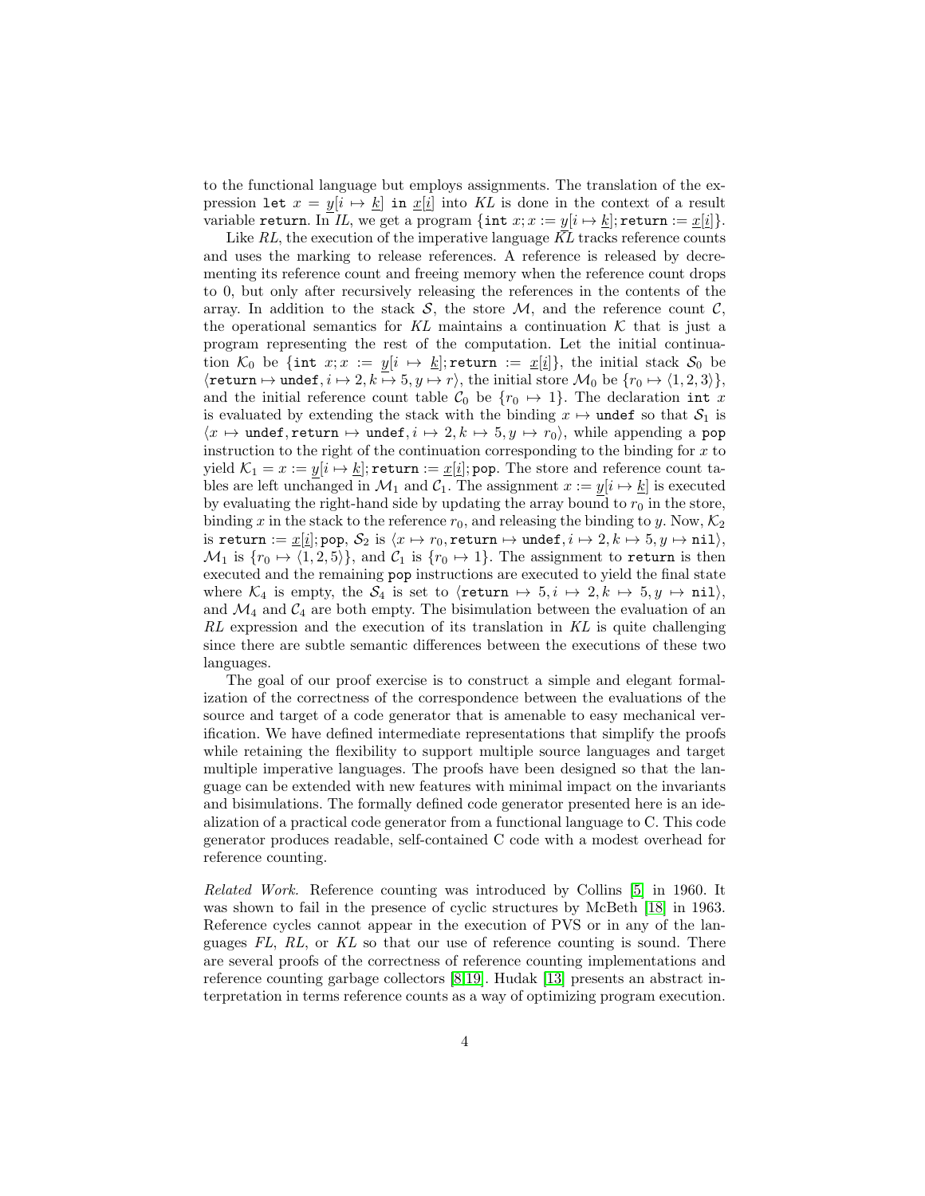to the functional language but employs assignments. The translation of the expression `let` $x = \underline{y}[i \mapsto \underline{k}]$ `in` $\underline{x}[\underline{i}]$ into *KL* is done in the context of a result variable `return`. In *IL*, we get a program $\{\texttt{int}\ x; x := \underline{y}[i \mapsto \underline{k}]; \texttt{return} := \underline{x}[\underline{i}]\}$.

Like *RL*, the execution of the imperative language *KL* tracks reference counts and uses the marking to release references. A reference is released by decrementing its reference count and freeing memory when the reference count drops to 0, but only after recursively releasing the references in the contents of the array. In addition to the stack $\mathcal{S}$, the store $\mathcal{M}$, and the reference count $\mathcal{C}$, the operational semantics for *KL* maintains a continuation $\mathcal{K}$ that is just a program representing the rest of the computation. Let the initial continuation $\mathcal{K}_0$ be $\{\texttt{int}\ x; x := \underline{y}[i \mapsto \underline{k}]; \texttt{return} := \underline{x}[\underline{i}]\}$, the initial stack $\mathcal{S}_0$ be $\langle \texttt{return} \mapsto \texttt{undef}, i \mapsto 2, k \mapsto 5, y \mapsto r\rangle$, the initial store $\mathcal{M}_0$ be $\{r_0 \mapsto \langle 1, 2, 3\rangle\}$, and the initial reference count table $\mathcal{C}_0$ be $\{r_0 \mapsto 1\}$. The declaration `int` $x$ is evaluated by extending the stack with the binding $x \mapsto \texttt{undef}$ so that $\mathcal{S}_1$ is $\langle x \mapsto \texttt{undef}, \texttt{return} \mapsto \texttt{undef}, i \mapsto 2, k \mapsto 5, y \mapsto r_0\rangle$, while appending a `pop` instruction to the right of the continuation corresponding to the binding for $x$ to yield $\mathcal{K}_1 = x := \underline{y}[i \mapsto \underline{k}]; \texttt{return} := \underline{x}[\underline{i}]; \texttt{pop}$. The store and reference count tables are left unchanged in $\mathcal{M}_1$ and $\mathcal{C}_1$. The assignment $x := \underline{y}[i \mapsto \underline{k}]$ is executed by evaluating the right-hand side by updating the array bound to $r_0$ in the store, binding $x$ in the stack to the reference $r_0$, and releasing the binding to $y$. Now, $\mathcal{K}_2$ is $\texttt{return} := \underline{x}[\underline{i}]; \texttt{pop}$, $\mathcal{S}_2$ is $\langle x \mapsto r_0, \texttt{return} \mapsto \texttt{undef}, i \mapsto 2, k \mapsto 5, y \mapsto \texttt{nil}\rangle$, $\mathcal{M}_1$ is $\{r_0 \mapsto \langle 1, 2, 5\rangle\}$, and $\mathcal{C}_1$ is $\{r_0 \mapsto 1\}$. The assignment to `return` is then executed and the remaining `pop` instructions are executed to yield the final state where $\mathcal{K}_4$ is empty, the $\mathcal{S}_4$ is set to $\langle \texttt{return} \mapsto 5, i \mapsto 2, k \mapsto 5, y \mapsto \texttt{nil}\rangle$, and $\mathcal{M}_4$ and $\mathcal{C}_4$ are both empty. The bisimulation between the evaluation of an *RL* expression and the execution of its translation in *KL* is quite challenging since there are subtle semantic differences between the executions of these two languages.

The goal of our proof exercise is to construct a simple and elegant formalization of the correctness of the correspondence between the evaluations of the source and target of a code generator that is amenable to easy mechanical verification. We have defined intermediate representations that simplify the proofs while retaining the flexibility to support multiple source languages and target multiple imperative languages. The proofs have been designed so that the language can be extended with new features with minimal impact on the invariants and bisimulations. The formally defined code generator presented here is an idealization of a practical code generator from a functional language to C. This code generator produces readable, self-contained C code with a modest overhead for reference counting.

*Related Work.* Reference counting was introduced by Collins [5] in 1960. It was shown to fail in the presence of cyclic structures by McBeth [18] in 1963. Reference cycles cannot appear in the execution of PVS or in any of the languages *FL*, *RL*, or *KL* so that our use of reference counting is sound. There are several proofs of the correctness of reference counting implementations and reference counting garbage collectors [8,19]. Hudak [13] presents an abstract interpretation in terms reference counts as a way of optimizing program execution.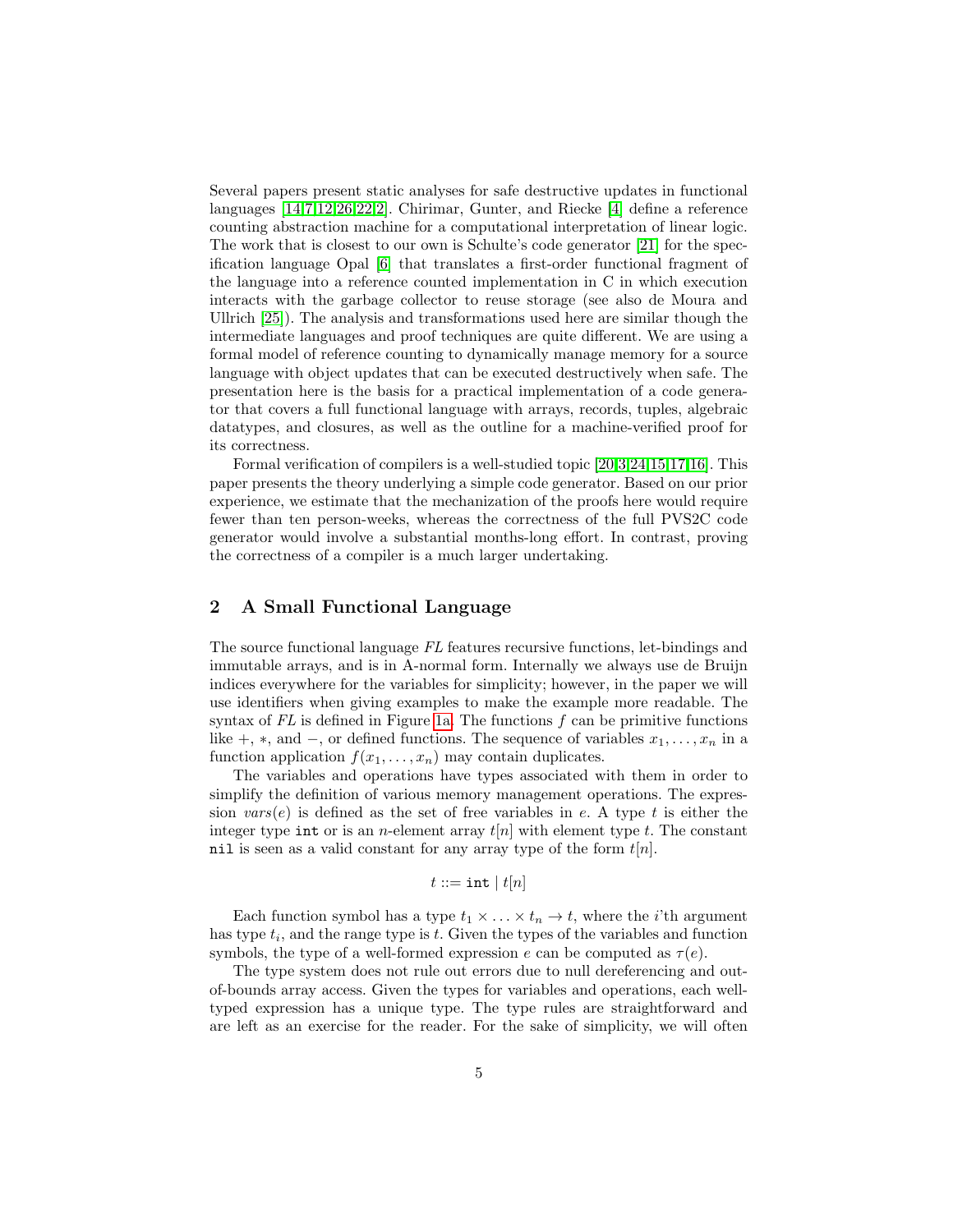Several papers present static analyses for safe destructive updates in functional languages [14,7,12,26,22,2]. Chirimar, Gunter, and Riecke [4] define a reference counting abstraction machine for a computational interpretation of linear logic. The work that is closest to our own is Schulte's code generator [21] for the specification language Opal [6] that translates a first-order functional fragment of the language into a reference counted implementation in C in which execution interacts with the garbage collector to reuse storage (see also de Moura and Ullrich [25]). The analysis and transformations used here are similar though the intermediate languages and proof techniques are quite different. We are using a formal model of reference counting to dynamically manage memory for a source language with object updates that can be executed destructively when safe. The presentation here is the basis for a practical implementation of a code generator that covers a full functional language with arrays, records, tuples, algebraic datatypes, and closures, as well as the outline for a machine-verified proof for its correctness.

Formal verification of compilers is a well-studied topic [20,3,24,15,17,16]. This paper presents the theory underlying a simple code generator. Based on our prior experience, we estimate that the mechanization of the proofs here would require fewer than ten person-weeks, whereas the correctness of the full PVS2C code generator would involve a substantial months-long effort. In contrast, proving the correctness of a compiler is a much larger undertaking.

## 2 A Small Functional Language

The source functional language *FL* features recursive functions, let-bindings and immutable arrays, and is in A-normal form. Internally we always use de Bruijn indices everywhere for the variables for simplicity; however, in the paper we will use identifiers when giving examples to make the example more readable. The syntax of *FL* is defined in Figure 1a. The functions $f$ can be primitive functions like $+$, $*$, and $-$, or defined functions. The sequence of variables $x_1, \ldots, x_n$ in a function application $f(x_1, \ldots, x_n)$ may contain duplicates.

The variables and operations have types associated with them in order to simplify the definition of various memory management operations. The expression $vars(e)$ is defined as the set of free variables in $e$. A type $t$ is either the integer type `int` or is an $n$-element array $t[n]$ with element type $t$. The constant `nil` is seen as a valid constant for any array type of the form $t[n]$.

$$t ::= \texttt{int} \mid t[n]$$

Each function symbol has a type $t_1 \times \ldots \times t_n \rightarrow t$, where the $i$'th argument has type $t_i$, and the range type is $t$. Given the types of the variables and function symbols, the type of a well-formed expression $e$ can be computed as $\tau(e)$.

The type system does not rule out errors due to null dereferencing and out-of-bounds array access. Given the types for variables and operations, each well-typed expression has a unique type. The type rules are straightforward and are left as an exercise for the reader. For the sake of simplicity, we will often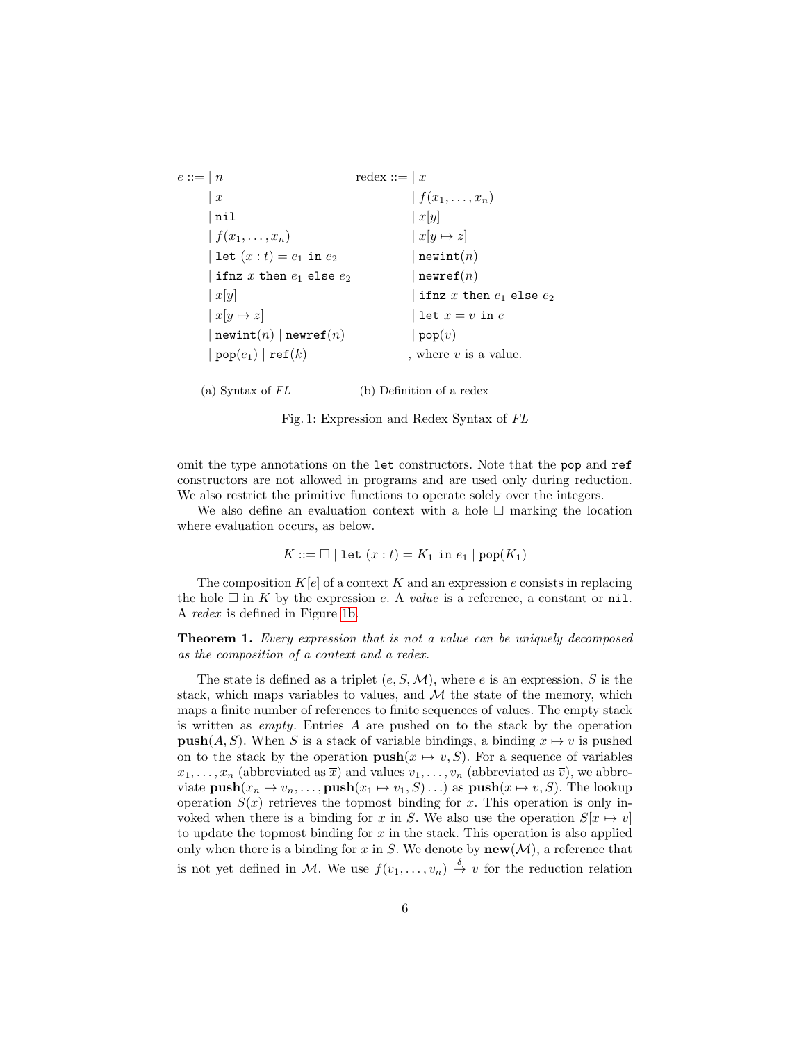$$
\begin{array}{ll}
e ::= \mid n & \text{redex} ::= \mid x \\
\quad \mid x & \quad \mid f(x_1, \ldots, x_n) \\
\quad \mid \texttt{nil} & \quad \mid x[y] \\
\quad \mid f(x_1, \ldots, x_n) & \quad \mid x[y \mapsto z] \\
\quad \mid \texttt{let}\ (x : t) = e_1\ \texttt{in}\ e_2 & \quad \mid \texttt{newint}(n) \\
\quad \mid \texttt{ifnz}\ x\ \texttt{then}\ e_1\ \texttt{else}\ e_2 & \quad \mid \texttt{newref}(n) \\
\quad \mid x[y] & \quad \mid \texttt{ifnz}\ x\ \texttt{then}\ e_1\ \texttt{else}\ e_2 \\
\quad \mid x[y \mapsto z] & \quad \mid \texttt{let}\ x = v\ \texttt{in}\ e \\
\quad \mid \texttt{newint}(n) \mid \texttt{newref}(n) & \quad \mid \texttt{pop}(v) \\
\quad \mid \texttt{pop}(e_1) \mid \texttt{ref}(k) & \quad \text{, where } v \text{ is a value.}
\end{array}
$$

(a) Syntax of *FL* (b) Definition of a redex

Fig. 1: Expression and Redex Syntax of *FL*

omit the type annotations on the `let` constructors. Note that the `pop` and `ref` constructors are not allowed in programs and are used only during reduction. We also restrict the primitive functions to operate solely over the integers.

We also define an evaluation context with a hole $\square$ marking the location where evaluation occurs, as below.

$$K ::= \square \mid \texttt{let}\ (x : t) = K_1\ \texttt{in}\ e_1 \mid \texttt{pop}(K_1)$$

The composition $K[e]$ of a context $K$ and an expression $e$ consists in replacing the hole $\square$ in $K$ by the expression $e$. A *value* is a reference, a constant or `nil`. A *redex* is defined in Figure 1b.

**Theorem 1.** *Every expression that is not a value can be uniquely decomposed as the composition of a context and a redex.*

The state is defined as a triplet $(e, S, \mathcal{M})$, where $e$ is an expression, $S$ is the stack, which maps variables to values, and $\mathcal{M}$ the state of the memory, which maps a finite number of references to finite sequences of values. The empty stack is written as *empty*. Entries $A$ are pushed on to the stack by the operation $\mathbf{push}(A, S)$. When $S$ is a stack of variable bindings, a binding $x \mapsto v$ is pushed on to the stack by the operation $\mathbf{push}(x \mapsto v, S)$. For a sequence of variables $x_1, \ldots, x_n$ (abbreviated as $\overline{x}$) and values $v_1, \ldots, v_n$ (abbreviated as $\overline{v}$), we abbreviate $\mathbf{push}(x_n \mapsto v_n, \ldots, \mathbf{push}(x_1 \mapsto v_1, S) \ldots)$ as $\mathbf{push}(\overline{x} \mapsto \overline{v}, S)$. The lookup operation $S(x)$ retrieves the topmost binding for $x$. This operation is only invoked when there is a binding for $x$ in $S$. We also use the operation $S[x \mapsto v]$ to update the topmost binding for $x$ in the stack. This operation is also applied only when there is a binding for $x$ in $S$. We denote by $\mathbf{new}(\mathcal{M})$, a reference that is not yet defined in $\mathcal{M}$. We use $f(v_1, \ldots, v_n) \xrightarrow{\delta} v$ for the reduction relation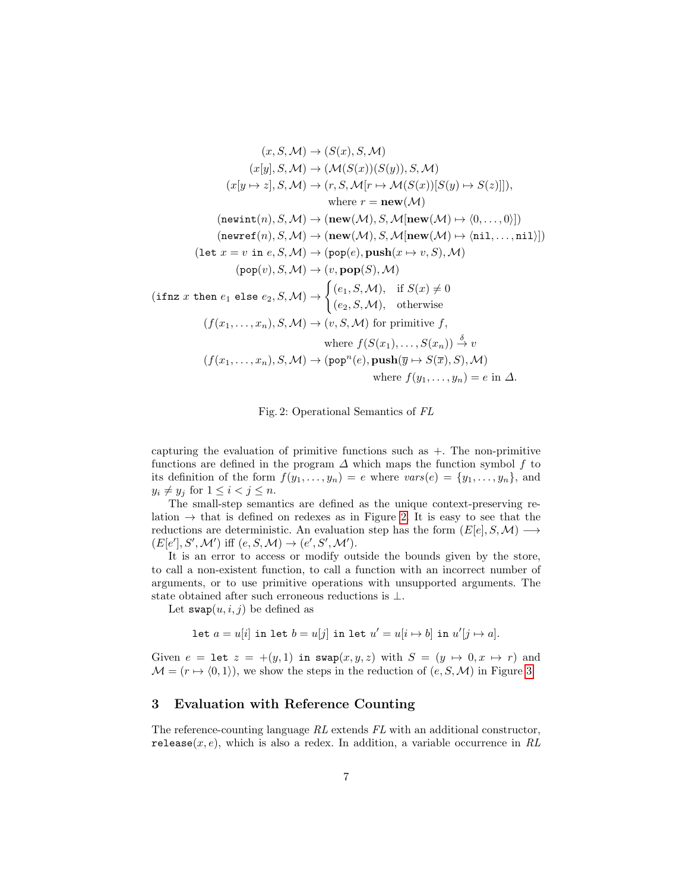$$
\begin{aligned}
(x, S, \mathcal{M}) &\rightarrow (S(x), S, \mathcal{M}) \\
(x[y], S, \mathcal{M}) &\rightarrow (\mathcal{M}(S(x))(S(y)), S, \mathcal{M}) \\
(x[y \mapsto z], S, \mathcal{M}) &\rightarrow (r, S, \mathcal{M}[r \mapsto \mathcal{M}(S(x))[S(y) \mapsto S(z)]]), \\
&\qquad \text{where } r = \mathbf{new}(\mathcal{M}) \\
(\texttt{newint}(n), S, \mathcal{M}) &\rightarrow (\mathbf{new}(\mathcal{M}), S, \mathcal{M}[\mathbf{new}(\mathcal{M}) \mapsto \langle 0, \ldots, 0 \rangle]) \\
(\texttt{newref}(n), S, \mathcal{M}) &\rightarrow (\mathbf{new}(\mathcal{M}), S, \mathcal{M}[\mathbf{new}(\mathcal{M}) \mapsto \langle \texttt{nil}, \ldots, \texttt{nil} \rangle]) \\
(\texttt{let } x = v \texttt{ in } e, S, \mathcal{M}) &\rightarrow (\texttt{pop}(e), \mathbf{push}(x \mapsto v, S), \mathcal{M}) \\
(\texttt{pop}(v), S, \mathcal{M}) &\rightarrow (v, \mathbf{pop}(S), \mathcal{M}) \\
(\texttt{ifnz } x \texttt{ then } e_1 \texttt{ else } e_2, S, \mathcal{M}) &\rightarrow \begin{cases} (e_1, S, \mathcal{M}), & \text{if } S(x) \neq 0 \\ (e_2, S, \mathcal{M}), & \text{otherwise} \end{cases} \\
(f(x_1, \ldots, x_n), S, \mathcal{M}) &\rightarrow (v, S, \mathcal{M}) \text{ for primitive } f, \\
&\qquad \text{where } f(S(x_1), \ldots, S(x_n)) \xrightarrow{\delta} v \\
(f(x_1, \ldots, x_n), S, \mathcal{M}) &\rightarrow (\texttt{pop}^n(e), \mathbf{push}(\overline{y} \mapsto S(\overline{x}), S), \mathcal{M}) \\
&\qquad \text{where } f(y_1, \ldots, y_n) = e \text{ in } \Delta.
\end{aligned}
$$

Fig. 2: Operational Semantics of *FL*

capturing the evaluation of primitive functions such as $+$. The non-primitive functions are defined in the program $\Delta$ which maps the function symbol $f$ to its definition of the form $f(y_1, \ldots, y_n) = e$ where $vars(e) = \{y_1, \ldots, y_n\}$, and $y_i \neq y_j$ for $1 \leq i < j \leq n$.

The small-step semantics are defined as the unique context-preserving relation $\rightarrow$ that is defined on redexes as in Figure 2. It is easy to see that the reductions are deterministic. An evaluation step has the form $(E[e], S, \mathcal{M}) \longrightarrow (E[e'], S', \mathcal{M}')$ iff $(e, S, \mathcal{M}) \rightarrow (e', S', \mathcal{M}')$.

It is an error to access or modify outside the bounds given by the store, to call a non-existent function, to call a function with an incorrect number of arguments, or to use primitive operations with unsupported arguments. The state obtained after such erroneous reductions is $\perp$.

Let $\texttt{swap}(u, i, j)$ be defined as

$$\texttt{let } a = u[i] \texttt{ in let } b = u[j] \texttt{ in let } u' = u[i \mapsto b] \texttt{ in } u'[j \mapsto a].$$

Given $e = \texttt{let } z = +(y, 1) \texttt{ in swap}(x, y, z)$ with $S = (y \mapsto 0, x \mapsto r)$ and $\mathcal{M} = (r \mapsto \langle 0, 1 \rangle)$, we show the steps in the reduction of $(e, S, \mathcal{M})$ in Figure 3.

## 3 Evaluation with Reference Counting

The reference-counting language *RL* extends *FL* with an additional constructor, $\texttt{release}(x, e)$, which is also a redex. In addition, a variable occurrence in *RL*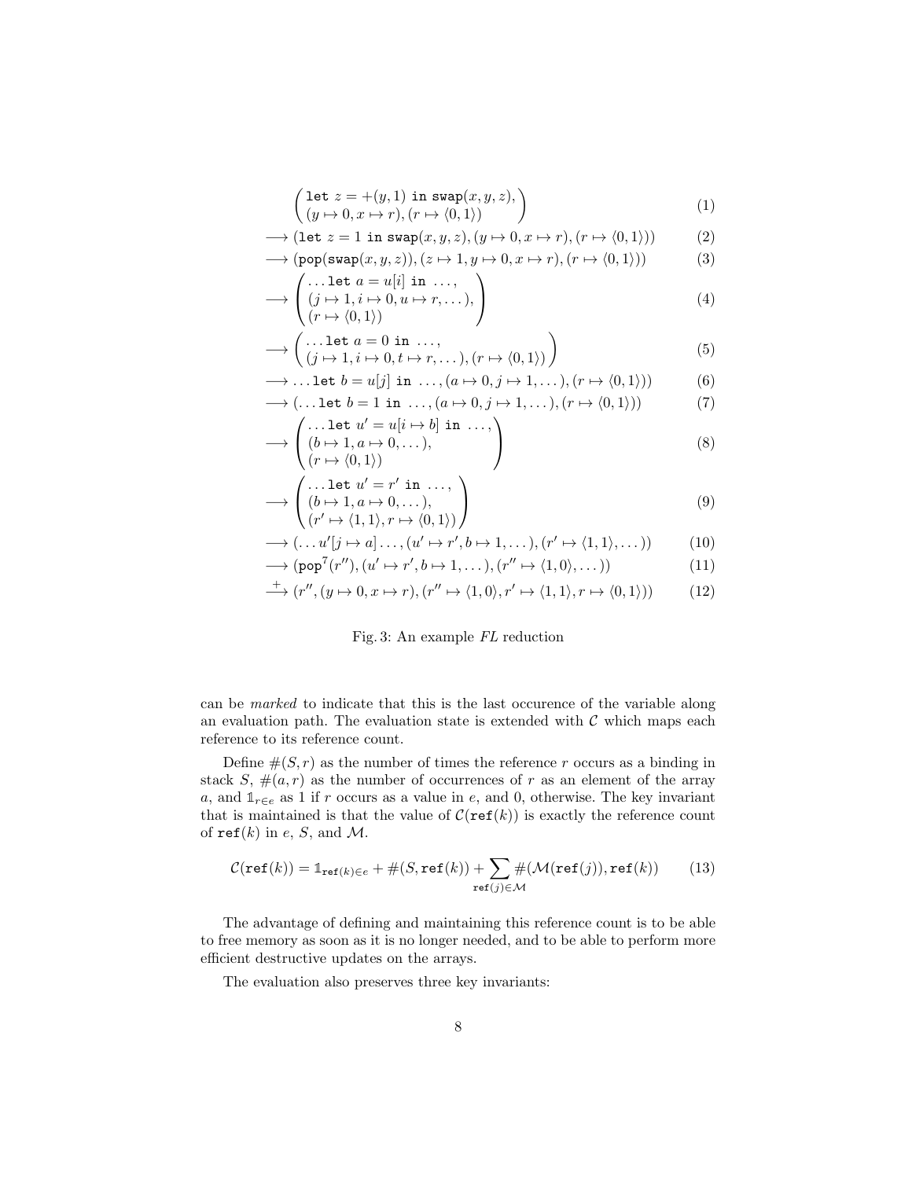$$
\begin{aligned}
& \begin{pmatrix} \texttt{let } z = +(y, 1) \texttt{ in swap}(x, y, z), \\ (y \mapsto 0, x \mapsto r), (r \mapsto \langle 0, 1 \rangle) \end{pmatrix} && (1) \\
\longrightarrow\ & (\texttt{let } z = 1 \texttt{ in swap}(x, y, z), (y \mapsto 0, x \mapsto r), (r \mapsto \langle 0, 1 \rangle)) && (2) \\
\longrightarrow\ & (\texttt{pop}(\texttt{swap}(x, y, z)), (z \mapsto 1, y \mapsto 0, x \mapsto r), (r \mapsto \langle 0, 1 \rangle)) && (3) \\
\longrightarrow\ & \begin{pmatrix} \ldots \texttt{let } a = u[i] \texttt{ in } \ldots, \\ (j \mapsto 1, i \mapsto 0, u \mapsto r, \ldots), \\ (r \mapsto \langle 0, 1 \rangle) \end{pmatrix} && (4) \\
\longrightarrow\ & \begin{pmatrix} \ldots \texttt{let } a = 0 \texttt{ in } \ldots, \\ (j \mapsto 1, i \mapsto 0, t \mapsto r, \ldots), (r \mapsto \langle 0, 1 \rangle) \end{pmatrix} && (5) \\
\longrightarrow\ & \ldots \texttt{let } b = u[j] \texttt{ in } \ldots, (a \mapsto 0, j \mapsto 1, \ldots), (r \mapsto \langle 0, 1 \rangle)) && (6) \\
\longrightarrow\ & (\ldots \texttt{let } b = 1 \texttt{ in } \ldots, (a \mapsto 0, j \mapsto 1, \ldots), (r \mapsto \langle 0, 1 \rangle)) && (7) \\
\longrightarrow\ & \begin{pmatrix} \ldots \texttt{let } u' = u[i \mapsto b] \texttt{ in } \ldots, \\ (b \mapsto 1, a \mapsto 0, \ldots), \\ (r \mapsto \langle 0, 1 \rangle) \end{pmatrix} && (8) \\
\longrightarrow\ & \begin{pmatrix} \ldots \texttt{let } u' = r' \texttt{ in } \ldots, \\ (b \mapsto 1, a \mapsto 0, \ldots), \\ (r' \mapsto \langle 1, 1 \rangle, r \mapsto \langle 0, 1 \rangle) \end{pmatrix} && (9) \\
\longrightarrow\ & (\ldots u'[j \mapsto a] \ldots, (u' \mapsto r', b \mapsto 1, \ldots), (r' \mapsto \langle 1, 1 \rangle, \ldots)) && (10) \\
\longrightarrow\ & (\texttt{pop}^7(r''), (u' \mapsto r', b \mapsto 1, \ldots), (r'' \mapsto \langle 1, 0 \rangle, \ldots)) && (11) \\
\stackrel{+}{\longrightarrow}\ & (r'', (y \mapsto 0, x \mapsto r), (r'' \mapsto \langle 1, 0 \rangle, r' \mapsto \langle 1, 1 \rangle, r \mapsto \langle 0, 1 \rangle)) && (12)
\end{aligned}
$$

Fig. 3: An example *FL* reduction

can be *marked* to indicate that this is the last occurence of the variable along an evaluation path. The evaluation state is extended with $\mathcal{C}$ which maps each reference to its reference count.

Define $\#(S, r)$ as the number of times the reference $r$ occurs as a binding in stack $S$, $\#(a, r)$ as the number of occurrences of $r$ as an element of the array $a$, and $\mathbb{1}_{r \in e}$ as 1 if $r$ occurs as a value in $e$, and 0, otherwise. The key invariant that is maintained is that the value of $\mathcal{C}(\texttt{ref}(k))$ is exactly the reference count of $\texttt{ref}(k)$ in $e$, $S$, and $\mathcal{M}$.

$$
\mathcal{C}(\texttt{ref}(k)) = \mathbb{1}_{\texttt{ref}(k) \in e} + \#(S, \texttt{ref}(k)) + \sum_{\texttt{ref}(j) \in \mathcal{M}} \#(\mathcal{M}(\texttt{ref}(j)), \texttt{ref}(k)) \qquad (13)
$$

The advantage of defining and maintaining this reference count is to be able to free memory as soon as it is no longer needed, and to be able to perform more efficient destructive updates on the arrays.

The evaluation also preserves three key invariants: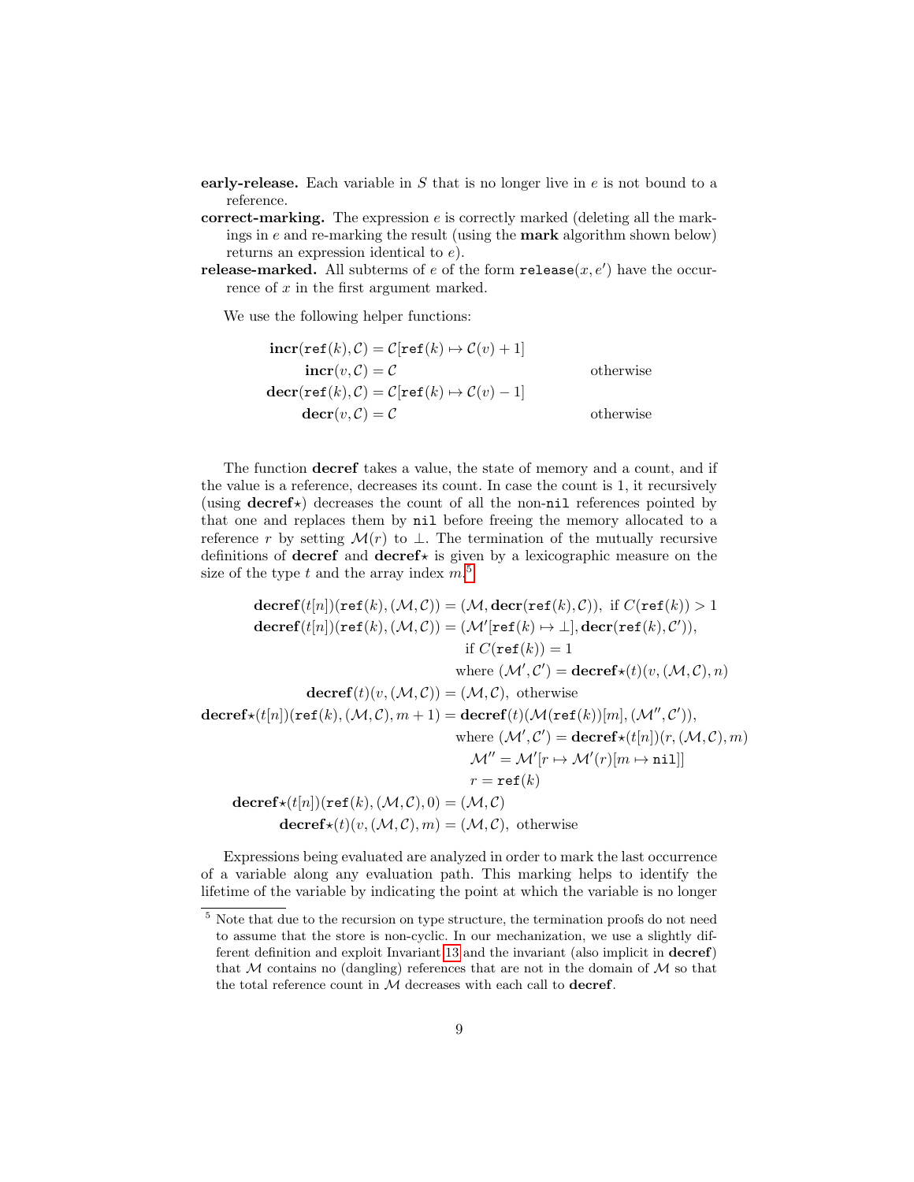**early-release.** Each variable in $S$ that is no longer live in $e$ is not bound to a reference.

**correct-marking.** The expression $e$ is correctly marked (deleting all the markings in $e$ and re-marking the result (using the **mark** algorithm shown below) returns an expression identical to $e$).

**release-marked.** All subterms of $e$ of the form $\texttt{release}(x, e')$ have the occurrence of $x$ in the first argument marked.

We use the following helper functions:

$$
\begin{aligned}
\mathbf{incr}(\texttt{ref}(k), \mathcal{C}) &= \mathcal{C}[\texttt{ref}(k) \mapsto \mathcal{C}(v) + 1] & \\
\mathbf{incr}(v, \mathcal{C}) &= \mathcal{C} & \text{otherwise} \\
\mathbf{decr}(\texttt{ref}(k), \mathcal{C}) &= \mathcal{C}[\texttt{ref}(k) \mapsto \mathcal{C}(v) - 1] & \\
\mathbf{decr}(v, \mathcal{C}) &= \mathcal{C} & \text{otherwise}
\end{aligned}
$$

The function **decref** takes a value, the state of memory and a count, and if the value is a reference, decreases its count. In case the count is 1, it recursively (using **decref**$\star$) decreases the count of all the non-`nil` references pointed by that one and replaces them by `nil` before freeing the memory allocated to a reference $r$ by setting $\mathcal{M}(r)$ to $\perp$. The termination of the mutually recursive definitions of **decref** and **decref**$\star$ is given by a lexicographic measure on the size of the type $t$ and the array index $m$.[5]

$$
\begin{aligned}
\mathbf{decref}(t[n])(\texttt{ref}(k), (\mathcal{M}, \mathcal{C})) &= (\mathcal{M}, \mathbf{decr}(\texttt{ref}(k), \mathcal{C})), \text{ if } C(\texttt{ref}(k)) > 1 \\
\mathbf{decref}(t[n])(\texttt{ref}(k), (\mathcal{M}, \mathcal{C})) &= (\mathcal{M}'[\texttt{ref}(k) \mapsto \perp], \mathbf{decr}(\texttt{ref}(k), \mathcal{C}')), \\
&\qquad \text{if } C(\texttt{ref}(k)) = 1 \\
&\qquad \text{where } (\mathcal{M}', \mathcal{C}') = \mathbf{decref}\star(t)(v, (\mathcal{M}, \mathcal{C}), n) \\
\mathbf{decref}(t)(v, (\mathcal{M}, \mathcal{C})) &= (\mathcal{M}, \mathcal{C}), \text{ otherwise} \\
\mathbf{decref}\star(t[n])(\texttt{ref}(k), (\mathcal{M}, \mathcal{C}), m + 1) &= \mathbf{decref}(t)(\mathcal{M}(\texttt{ref}(k))[m], (\mathcal{M}'', \mathcal{C}')), \\
&\qquad \text{where } (\mathcal{M}', \mathcal{C}') = \mathbf{decref}\star(t[n])(r, (\mathcal{M}, \mathcal{C}), m) \\
&\qquad \mathcal{M}'' = \mathcal{M}'[r \mapsto \mathcal{M}'(r)[m \mapsto \texttt{nil}]] \\
&\qquad r = \texttt{ref}(k) \\
\mathbf{decref}\star(t[n])(\texttt{ref}(k), (\mathcal{M}, \mathcal{C}), 0) &= (\mathcal{M}, \mathcal{C}) \\
\mathbf{decref}\star(t)(v, (\mathcal{M}, \mathcal{C}), m) &= (\mathcal{M}, \mathcal{C}), \text{ otherwise}
\end{aligned}
$$

Expressions being evaluated are analyzed in order to mark the last occurrence of a variable along any evaluation path. This marking helps to identify the lifetime of the variable by indicating the point at which the variable is no longer

[5] Note that due to the recursion on type structure, the termination proofs do not need to assume that the store is non-cyclic. In our mechanization, we use a slightly different definition and exploit Invariant 13 and the invariant (also implicit in **decref**) that $\mathcal{M}$ contains no (dangling) references that are not in the domain of $\mathcal{M}$ so that the total reference count in $\mathcal{M}$ decreases with each call to **decref**.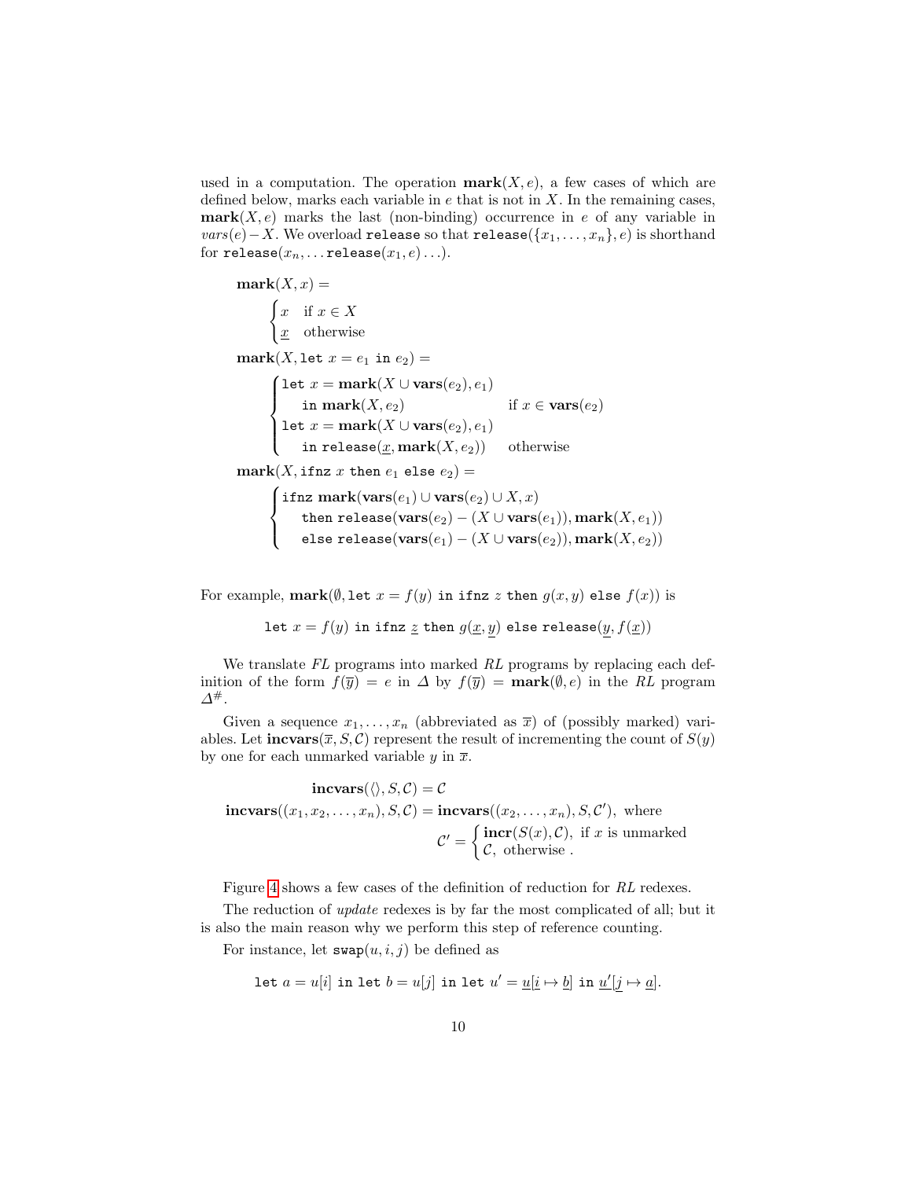used in a computation. The operation $\mathbf{mark}(X, e)$, a few cases of which are defined below, marks each variable in $e$ that is not in $X$. In the remaining cases, $\mathbf{mark}(X, e)$ marks the last (non-binding) occurrence in $e$ of any variable in $vars(e) - X$. We overload `release` so that $\texttt{release}(\{x_1, \ldots, x_n\}, e)$ is shorthand for $\texttt{release}(x_n, \ldots \texttt{release}(x_1, e) \ldots)$.

$$\mathbf{mark}(X, x) = \begin{cases} x & \text{if } x \in X \\ \underline{x} & \text{otherwise} \end{cases}$$

$$\mathbf{mark}(X, \texttt{let } x = e_1 \texttt{ in } e_2) = \begin{cases} \texttt{let } x = \mathbf{mark}(X \cup \mathbf{vars}(e_2), e_1) & \\ \quad \texttt{in } \mathbf{mark}(X, e_2) & \text{if } x \in \mathbf{vars}(e_2) \\ \texttt{let } x = \mathbf{mark}(X \cup \mathbf{vars}(e_2), e_1) & \\ \quad \texttt{in release}(\underline{x}, \mathbf{mark}(X, e_2)) & \text{otherwise} \end{cases}$$

$$\mathbf{mark}(X, \texttt{ifnz } x \texttt{ then } e_1 \texttt{ else } e_2) = \begin{cases} \texttt{ifnz } \mathbf{mark}(\mathbf{vars}(e_1) \cup \mathbf{vars}(e_2) \cup X, x) \\ \quad \texttt{then release}(\mathbf{vars}(e_2) - (X \cup \mathbf{vars}(e_1)), \mathbf{mark}(X, e_1)) \\ \quad \texttt{else release}(\mathbf{vars}(e_1) - (X \cup \mathbf{vars}(e_2)), \mathbf{mark}(X, e_2)) \end{cases}$$

For example, $\mathbf{mark}(\emptyset, \texttt{let } x = f(y) \texttt{ in ifnz } z \texttt{ then } g(x, y) \texttt{ else } f(x))$ is

$$\texttt{let } x = f(y) \texttt{ in ifnz } \underline{z} \texttt{ then } g(\underline{x}, \underline{y}) \texttt{ else release}(\underline{y}, f(\underline{x}))$$

We translate *FL* programs into marked *RL* programs by replacing each definition of the form $f(\overline{y}) = e$ in $\Delta$ by $f(\overline{y}) = \mathbf{mark}(\emptyset, e)$ in the *RL* program $\Delta^{\#}$.

Given a sequence $x_1, \ldots, x_n$ (abbreviated as $\overline{x}$) of (possibly marked) variables. Let $\mathbf{incvars}(\overline{x}, S, \mathcal{C})$ represent the result of incrementing the count of $S(y)$ by one for each unmarked variable $y$ in $\overline{x}$.

$$\mathbf{incvars}(\langle\rangle, S, \mathcal{C}) = \mathcal{C}$$

$$\mathbf{incvars}((x_1, x_2, \ldots, x_n), S, \mathcal{C}) = \mathbf{incvars}((x_2, \ldots, x_n), S, \mathcal{C}'), \text{ where}$$
$$\mathcal{C}' = \begin{cases} \mathbf{incr}(S(x), \mathcal{C}), \text{ if } x \text{ is unmarked} \\ \mathcal{C}, \text{ otherwise .} \end{cases}$$

Figure 4 shows a few cases of the definition of reduction for *RL* redexes.

The reduction of *update* redexes is by far the most complicated of all; but it is also the main reason why we perform this step of reference counting.

For instance, let $\texttt{swap}(u, i, j)$ be defined as

$$\texttt{let } a = u[i] \texttt{ in let } b = u[j] \texttt{ in let } u' = \underline{u}[\underline{i} \mapsto \underline{b}] \texttt{ in } \underline{u'}[\underline{j} \mapsto \underline{a}].$$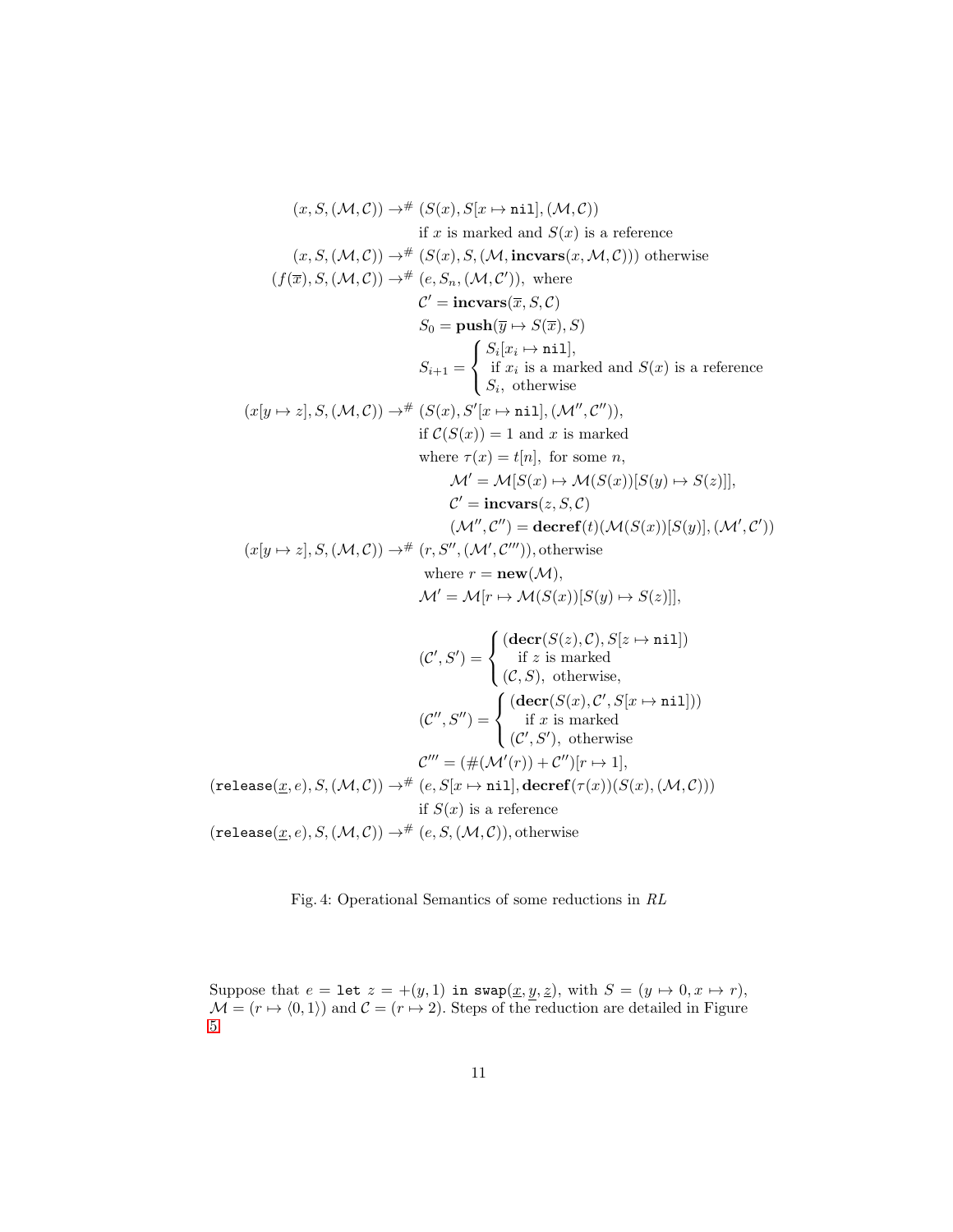$$
\begin{array}{rl}
(x, S, (\mathcal{M}, \mathcal{C})) \to^{\#} & (S(x), S[x \mapsto \texttt{nil}], (\mathcal{M}, \mathcal{C})) \\
& \text{if } x \text{ is marked and } S(x) \text{ is a reference} \\
(x, S, (\mathcal{M}, \mathcal{C})) \to^{\#} & (S(x), S, (\mathcal{M}, \mathbf{incvars}(x, \mathcal{M}, \mathcal{C}))) \text{ otherwise} \\
(f(\overline{x}), S, (\mathcal{M}, \mathcal{C})) \to^{\#} & (e, S_n, (\mathcal{M}, \mathcal{C}')), \text{ where} \\
& \mathcal{C}' = \mathbf{incvars}(\overline{x}, S, \mathcal{C}) \\
& S_0 = \mathbf{push}(\overline{y} \mapsto S(\overline{x}), S) \\
& S_{i+1} = \begin{cases} S_i[x_i \mapsto \texttt{nil}], \\ \text{ if } x_i \text{ is a marked and } S(x) \text{ is a reference} \\ S_i, \text{ otherwise} \end{cases} \\
(x[y \mapsto z], S, (\mathcal{M}, \mathcal{C})) \to^{\#} & (S(x), S'[x \mapsto \texttt{nil}], (\mathcal{M}'', \mathcal{C}'')), \\
& \text{if } \mathcal{C}(S(x)) = 1 \text{ and } x \text{ is marked} \\
& \text{where } \tau(x) = t[n], \text{ for some } n, \\
& \quad \mathcal{M}' = \mathcal{M}[S(x) \mapsto \mathcal{M}(S(x))[S(y) \mapsto S(z)]], \\
& \quad \mathcal{C}' = \mathbf{incvars}(z, S, \mathcal{C}) \\
& \quad (\mathcal{M}'', \mathcal{C}'') = \mathbf{decref}(t)(\mathcal{M}(S(x))[S(y)], (\mathcal{M}', \mathcal{C}')) \\
(x[y \mapsto z], S, (\mathcal{M}, \mathcal{C})) \to^{\#} & (r, S'', (\mathcal{M}', \mathcal{C}''')), \text{otherwise} \\
& \text{ where } r = \mathbf{new}(\mathcal{M}), \\
& \mathcal{M}' = \mathcal{M}[r \mapsto \mathcal{M}(S(x))[S(y) \mapsto S(z)]], \\
& \\
& (\mathcal{C}', S') = \begin{cases} (\mathbf{decr}(S(z), \mathcal{C}), S[z \mapsto \texttt{nil}]) \\ \quad \text{if } z \text{ is marked} \\ (\mathcal{C}, S), \text{ otherwise,} \end{cases} \\
& (\mathcal{C}'', S'') = \begin{cases} (\mathbf{decr}(S(x), \mathcal{C}', S[x \mapsto \texttt{nil}])) \\ \quad \text{if } x \text{ is marked} \\ (\mathcal{C}', S'), \text{ otherwise} \end{cases} \\
& \mathcal{C}''' = (\#(\mathcal{M}'(r)) + \mathcal{C}'')[r \mapsto 1], \\
(\texttt{release}(\underline{x}, e), S, (\mathcal{M}, \mathcal{C})) \to^{\#} & (e, S[x \mapsto \texttt{nil}], \mathbf{decref}(\tau(x))(S(x), (\mathcal{M}, \mathcal{C}))) \\
& \text{if } S(x) \text{ is a reference} \\
(\texttt{release}(\underline{x}, e), S, (\mathcal{M}, \mathcal{C})) \to^{\#} & (e, S, (\mathcal{M}, \mathcal{C})), \text{otherwise}
\end{array}
$$

Fig. 4: Operational Semantics of some reductions in *RL*

Suppose that $e = \texttt{let } z = +(y, 1) \texttt{ in swap}(\underline{x}, \underline{y}, \underline{z})$, with $S = (y \mapsto 0, x \mapsto r)$, $\mathcal{M} = (r \mapsto \langle 0, 1 \rangle)$ and $\mathcal{C} = (r \mapsto 2)$. Steps of the reduction are detailed in Figure 5.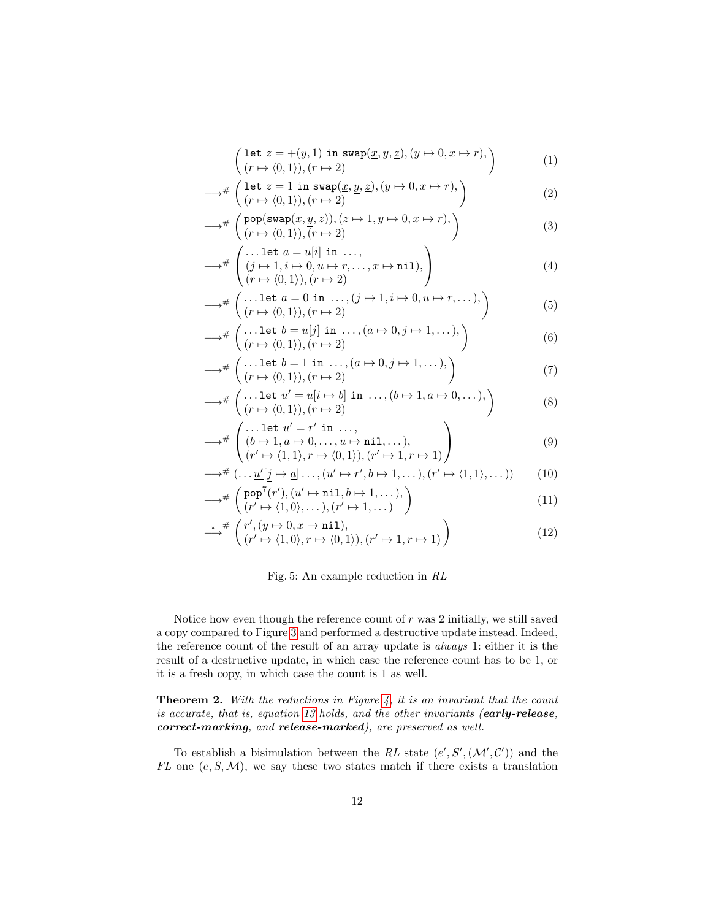$$
\begin{aligned}
&\begin{pmatrix} \texttt{let } z = +(y,1) \texttt{ in swap}(\underline{x},\underline{y},\underline{z}), (y \mapsto 0, x \mapsto r), \\ (r \mapsto \langle 0,1\rangle), (r \mapsto 2) \end{pmatrix} && (1) \\
\longrightarrow^{\#} &\begin{pmatrix} \texttt{let } z = 1 \texttt{ in swap}(\underline{x},\underline{y},\underline{z}), (y \mapsto 0, x \mapsto r), \\ (r \mapsto \langle 0,1\rangle), (r \mapsto 2) \end{pmatrix} && (2) \\
\longrightarrow^{\#} &\begin{pmatrix} \texttt{pop}(\texttt{swap}(\underline{x},\underline{y},\underline{z})), (z \mapsto 1, y \mapsto 0, x \mapsto r), \\ (r \mapsto \langle 0,1\rangle), (r \mapsto 2) \end{pmatrix} && (3) \\
\longrightarrow^{\#} &\begin{pmatrix} \ldots \texttt{let } a = u[i] \texttt{ in } \ldots, \\ (j \mapsto 1, i \mapsto 0, u \mapsto r, \ldots, x \mapsto \texttt{nil}), \\ (r \mapsto \langle 0,1\rangle), (r \mapsto 2) \end{pmatrix} && (4) \\
\longrightarrow^{\#} &\begin{pmatrix} \ldots \texttt{let } a = 0 \texttt{ in } \ldots, (j \mapsto 1, i \mapsto 0, u \mapsto r, \ldots), \\ (r \mapsto \langle 0,1\rangle), (r \mapsto 2) \end{pmatrix} && (5) \\
\longrightarrow^{\#} &\begin{pmatrix} \ldots \texttt{let } b = u[j] \texttt{ in } \ldots, (a \mapsto 0, j \mapsto 1, \ldots), \\ (r \mapsto \langle 0,1\rangle), (r \mapsto 2) \end{pmatrix} && (6) \\
\longrightarrow^{\#} &\begin{pmatrix} \ldots \texttt{let } b = 1 \texttt{ in } \ldots, (a \mapsto 0, j \mapsto 1, \ldots), \\ (r \mapsto \langle 0,1\rangle), (r \mapsto 2) \end{pmatrix} && (7) \\
\longrightarrow^{\#} &\begin{pmatrix} \ldots \texttt{let } u' = \underline{u}[\underline{i} \mapsto \underline{b}] \texttt{ in } \ldots, (b \mapsto 1, a \mapsto 0, \ldots), \\ (r \mapsto \langle 0,1\rangle), (r \mapsto 2) \end{pmatrix} && (8) \\
\longrightarrow^{\#} &\begin{pmatrix} \ldots \texttt{let } u' = r' \texttt{ in } \ldots, \\ (b \mapsto 1, a \mapsto 0, \ldots, u \mapsto \texttt{nil}, \ldots), \\ (r' \mapsto \langle 1,1\rangle, r \mapsto \langle 0,1\rangle), (r' \mapsto 1, r \mapsto 1) \end{pmatrix} && (9) \\
\longrightarrow^{\#} &(\ldots \underline{u'}[\underline{j} \mapsto \underline{a}] \ldots, (u' \mapsto r', b \mapsto 1, \ldots), (r' \mapsto \langle 1,1\rangle, \ldots)) && (10) \\
\longrightarrow^{\#} &\begin{pmatrix} \texttt{pop}^7(r'), (u' \mapsto \texttt{nil}, b \mapsto 1, \ldots), \\ (r' \mapsto \langle 1,0\rangle, \ldots), (r' \mapsto 1, \ldots) \end{pmatrix} && (11) \\
\overset{\star}{\longrightarrow}^{\#} &\begin{pmatrix} r', (y \mapsto 0, x \mapsto \texttt{nil}), \\ (r' \mapsto \langle 1,0\rangle, r \mapsto \langle 0,1\rangle), (r' \mapsto 1, r \mapsto 1) \end{pmatrix} && (12)
\end{aligned}
$$

Fig. 5: An example reduction in *RL*

Notice how even though the reference count of $r$ was 2 initially, we still saved a copy compared to Figure 3 and performed a destructive update instead. Indeed, the reference count of the result of an array update is *always* 1: either it is the result of a destructive update, in which case the reference count has to be 1, or it is a fresh copy, in which case the count is 1 as well.

**Theorem 2.** *With the reductions in Figure 4, it is an invariant that the count is accurate, that is, equation 13 holds, and the other invariants (**early-release**, **correct-marking**, and **release-marked**), are preserved as well.*

To establish a bisimulation between the *RL* state $(e', S', (\mathcal{M}', \mathcal{C}'))$ and the *FL* one $(e, S, \mathcal{M})$, we say these two states match if there exists a translation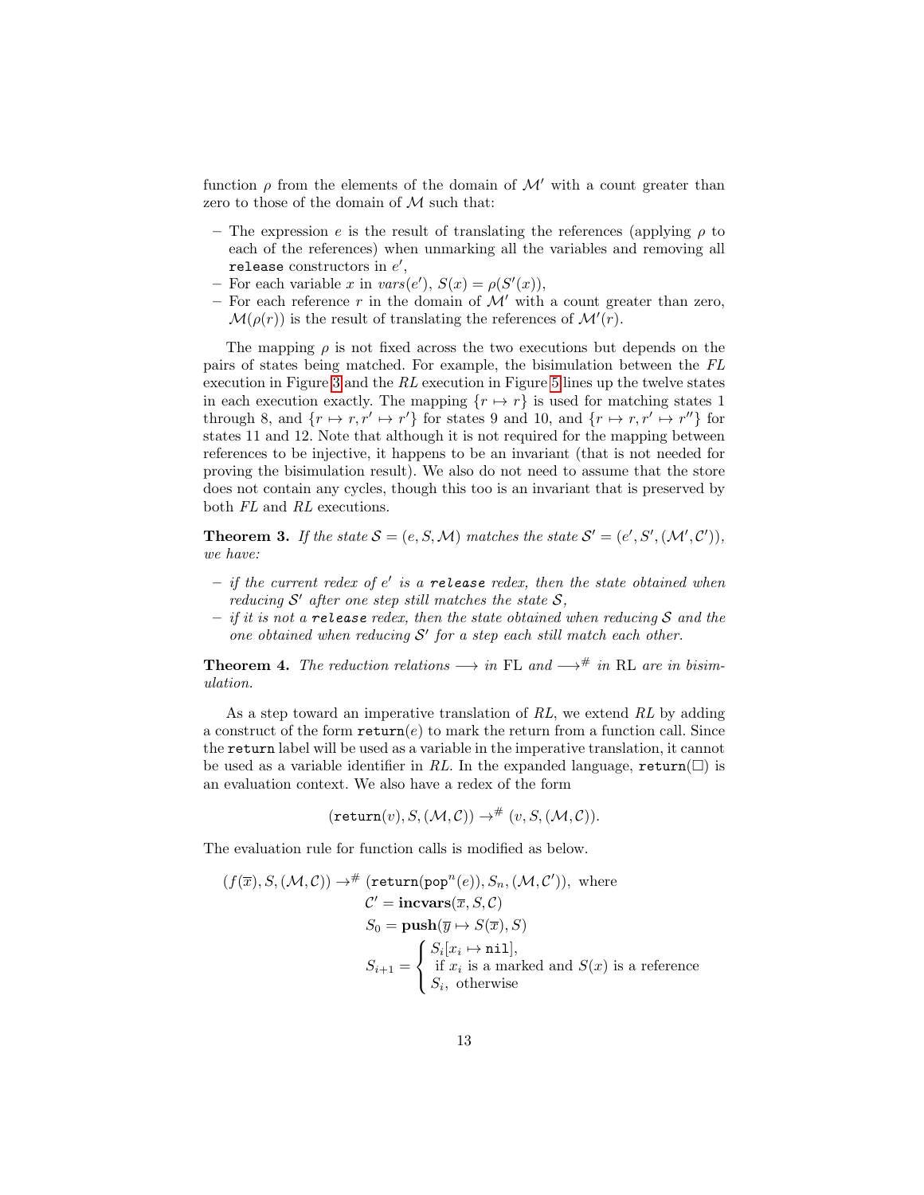function $\rho$ from the elements of the domain of $\mathcal{M}'$ with a count greater than zero to those of the domain of $\mathcal{M}$ such that:

- The expression $e$ is the result of translating the references (applying $\rho$ to each of the references) when unmarking all the variables and removing all `release` constructors in $e'$,
- For each variable $x$ in $vars(e')$, $S(x) = \rho(S'(x))$,
- For each reference $r$ in the domain of $\mathcal{M}'$ with a count greater than zero, $\mathcal{M}(\rho(r))$ is the result of translating the references of $\mathcal{M}'(r)$.

The mapping $\rho$ is not fixed across the two executions but depends on the pairs of states being matched. For example, the bisimulation between the *FL* execution in Figure 3 and the *RL* execution in Figure 5 lines up the twelve states in each execution exactly. The mapping $\{r \mapsto r\}$ is used for matching states 1 through 8, and $\{r \mapsto r, r' \mapsto r'\}$ for states 9 and 10, and $\{r \mapsto r, r' \mapsto r''\}$ for states 11 and 12. Note that although it is not required for the mapping between references to be injective, it happens to be an invariant (that is not needed for proving the bisimulation result). We also do not need to assume that the store does not contain any cycles, though this too is an invariant that is preserved by both *FL* and *RL* executions.

**Theorem 3.** *If the state $\mathcal{S} = (e, S, \mathcal{M})$ matches the state $\mathcal{S}' = (e', S', (\mathcal{M}', \mathcal{C}'))$, we have:*

- *if the current redex of $e'$ is a* `release` *redex, then the state obtained when reducing $\mathcal{S}'$ after one step still matches the state $\mathcal{S}$,*
- *if it is not a* `release` *redex, then the state obtained when reducing $\mathcal{S}$ and the one obtained when reducing $\mathcal{S}'$ for a step each still match each other.*

**Theorem 4.** *The reduction relations $\longrightarrow$ in* FL *and $\longrightarrow^{\#}$ in* RL *are in bisimulation.*

As a step toward an imperative translation of *RL*, we extend *RL* by adding a construct of the form $\texttt{return}(e)$ to mark the return from a function call. Since the `return` label will be used as a variable in the imperative translation, it cannot be used as a variable identifier in *RL*. In the expanded language, $\texttt{return}(\Box)$ is an evaluation context. We also have a redex of the form

$$(\texttt{return}(v), S, (\mathcal{M}, \mathcal{C})) \to^{\#} (v, S, (\mathcal{M}, \mathcal{C})).$$

The evaluation rule for function calls is modified as below.

$$
\begin{aligned}
(f(\overline{x}), S, (\mathcal{M}, \mathcal{C})) \to^{\#} & \ (\texttt{return}(\texttt{pop}^n(e)), S_n, (\mathcal{M}, \mathcal{C}')), \text{ where} \\
& \mathcal{C}' = \textbf{incvars}(\overline{x}, S, \mathcal{C}) \\
& S_0 = \textbf{push}(\overline{y} \mapsto S(\overline{x}), S) \\
& S_{i+1} = \begin{cases} S_i[x_i \mapsto \texttt{nil}], \\ \ \text{if } x_i \text{ is a marked and } S(x) \text{ is a reference} \\ S_i, \ \text{otherwise} \end{cases}
\end{aligned}
$$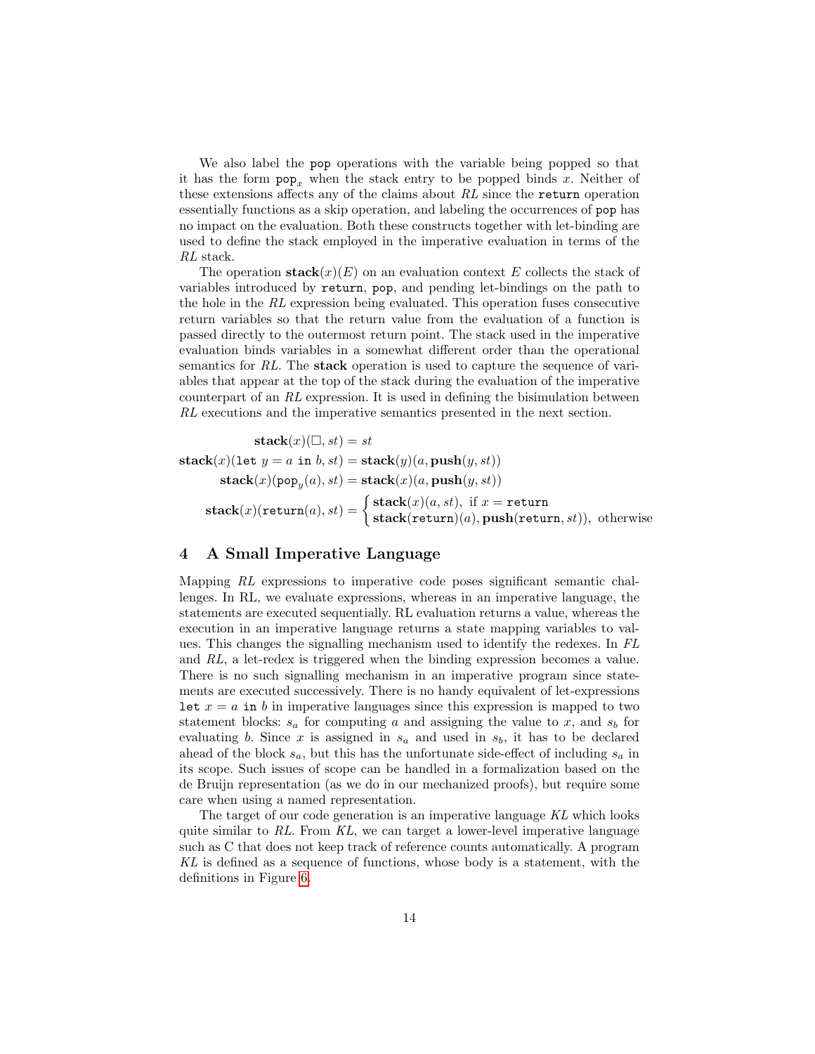We also label the pop operations with the variable being popped so that it has the form $\texttt{pop}_x$ when the stack entry to be popped binds $x$. Neither of these extensions affects any of the claims about *RL* since the return operation essentially functions as a skip operation, and labeling the occurrences of pop has no impact on the evaluation. Both these constructs together with let-binding are used to define the stack employed in the imperative evaluation in terms of the *RL* stack.

The operation $\mathbf{stack}(x)(E)$ on an evaluation context $E$ collects the stack of variables introduced by return, pop, and pending let-bindings on the path to the hole in the *RL* expression being evaluated. This operation fuses consecutive return variables so that the return value from the evaluation of a function is passed directly to the outermost return point. The stack used in the imperative evaluation binds variables in a somewhat different order than the operational semantics for *RL*. The **stack** operation is used to capture the sequence of variables that appear at the top of the stack during the evaluation of the imperative counterpart of an *RL* expression. It is used in defining the bisimulation between *RL* executions and the imperative semantics presented in the next section.

$$
\begin{aligned}
\mathbf{stack}(x)(\Box, st) &= st \\
\mathbf{stack}(x)(\texttt{let}\ y = a\ \texttt{in}\ b, st) &= \mathbf{stack}(y)(a, \mathbf{push}(y, st)) \\
\mathbf{stack}(x)(\texttt{pop}_y(a), st) &= \mathbf{stack}(x)(a, \mathbf{push}(y, st)) \\
\mathbf{stack}(x)(\texttt{return}(a), st) &= \begin{cases} \mathbf{stack}(x)(a, st), \text{ if } x = \texttt{return} \\ \mathbf{stack}(\texttt{return})(a), \mathbf{push}(\texttt{return}, st)), \text{ otherwise} \end{cases}
\end{aligned}
$$

## 4 A Small Imperative Language

Mapping *RL* expressions to imperative code poses significant semantic challenges. In RL, we evaluate expressions, whereas in an imperative language, the statements are executed sequentially. RL evaluation returns a value, whereas the execution in an imperative language returns a state mapping variables to values. This changes the signalling mechanism used to identify the redexes. In *FL* and *RL*, a let-redex is triggered when the binding expression becomes a value. There is no such signalling mechanism in an imperative program since statements are executed successively. There is no handy equivalent of let-expressions $\texttt{let}\ x = a\ \texttt{in}\ b$ in imperative languages since this expression is mapped to two statement blocks: $s_a$ for computing $a$ and assigning the value to $x$, and $s_b$ for evaluating $b$. Since $x$ is assigned in $s_a$ and used in $s_b$, it has to be declared ahead of the block $s_a$, but this has the unfortunate side-effect of including $s_a$ in its scope. Such issues of scope can be handled in a formalization based on the de Bruijn representation (as we do in our mechanized proofs), but require some care when using a named representation.

The target of our code generation is an imperative language *KL* which looks quite similar to *RL*. From *KL*, we can target a lower-level imperative language such as C that does not keep track of reference counts automatically. A program *KL* is defined as a sequence of functions, whose body is a statement, with the definitions in Figure 6.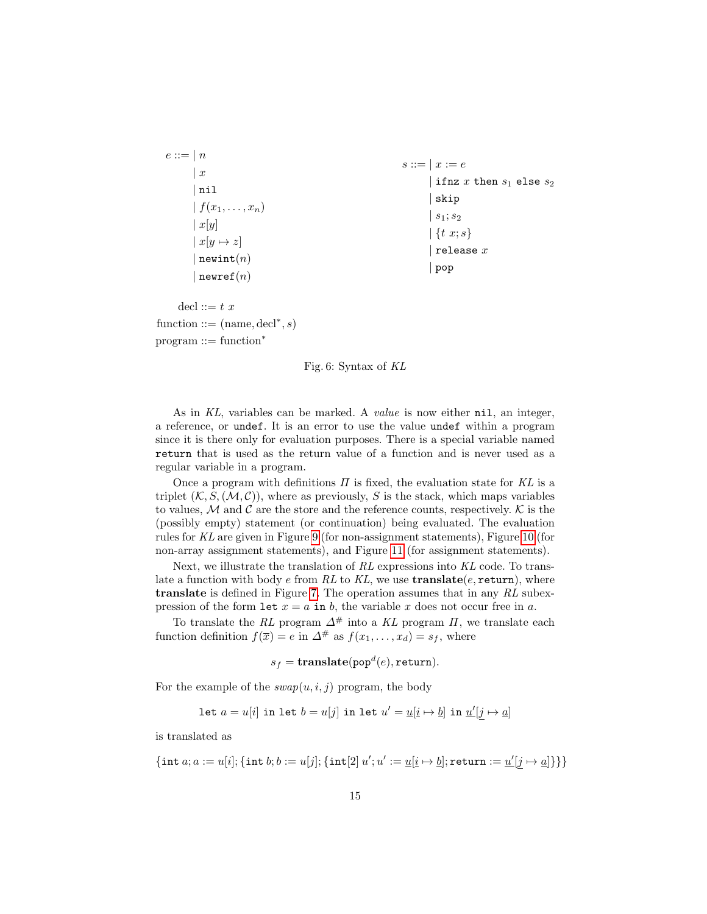$$
\begin{aligned}
e ::= &\mid n \\
&\mid x \\
&\mid \texttt{nil} \\
&\mid f(x_1, \ldots, x_n) \\
&\mid x[y] \\
&\mid x[y \mapsto z] \\
&\mid \texttt{newint}(n) \\
&\mid \texttt{newref}(n)
\end{aligned}
\qquad
\begin{aligned}
s ::= &\mid x := e \\
&\mid \texttt{ifnz } x \texttt{ then } s_1 \texttt{ else } s_2 \\
&\mid \texttt{skip} \\
&\mid s_1; s_2 \\
&\mid \{t\ x; s\} \\
&\mid \texttt{release } x \\
&\mid \texttt{pop}
\end{aligned}
$$

$$
\begin{aligned}
\text{decl} &::= t\ x \\
\text{function} &::= (\text{name}, \text{decl}^*, s) \\
\text{program} &::= \text{function}^*
\end{aligned}
$$

Fig. 6: Syntax of *KL*

As in *KL*, variables can be marked. A *value* is now either `nil`, an integer, a reference, or `undef`. It is an error to use the value `undef` within a program since it is there only for evaluation purposes. There is a special variable named `return` that is used as the return value of a function and is never used as a regular variable in a program.

Once a program with definitions $\Pi$ is fixed, the evaluation state for *KL* is a triplet $(\mathcal{K}, S, (\mathcal{M}, \mathcal{C}))$, where as previously, $S$ is the stack, which maps variables to values, $\mathcal{M}$ and $\mathcal{C}$ are the store and the reference counts, respectively. $\mathcal{K}$ is the (possibly empty) statement (or continuation) being evaluated. The evaluation rules for *KL* are given in Figure 9 (for non-assignment statements), Figure 10 (for non-array assignment statements), and Figure 11 (for assignment statements).

Next, we illustrate the translation of *RL* expressions into *KL* code. To translate a function with body $e$ from *RL* to *KL*, we use $\textbf{translate}(e, \texttt{return})$, where **translate** is defined in Figure 7. The operation assumes that in any *RL* subexpression of the form $\texttt{let } x = a \texttt{ in } b$, the variable $x$ does not occur free in $a$.

To translate the *RL* program $\Delta^{\#}$ into a *KL* program $\Pi$, we translate each function definition $f(\overline{x}) = e$ in $\Delta^{\#}$ as $f(x_1, \ldots, x_d) = s_f$, where

$$s_f = \textbf{translate}(\texttt{pop}^d(e), \texttt{return}).$$

For the example of the $swap(u, i, j)$ program, the body

$$\texttt{let } a = u[i] \texttt{ in let } b = u[j] \texttt{ in let } u' = \underline{u}[\underline{i} \mapsto \underline{b}] \texttt{ in } \underline{u'}[\underline{j} \mapsto \underline{a}]$$

is translated as

$$\{\texttt{int } a; a := u[i]; \{\texttt{int } b; b := u[j]; \{\texttt{int}[2]\ u'; u' := \underline{u}[\underline{i} \mapsto \underline{b}]; \texttt{return} := \underline{u'}[\underline{j} \mapsto \underline{a}]\}\}\}$$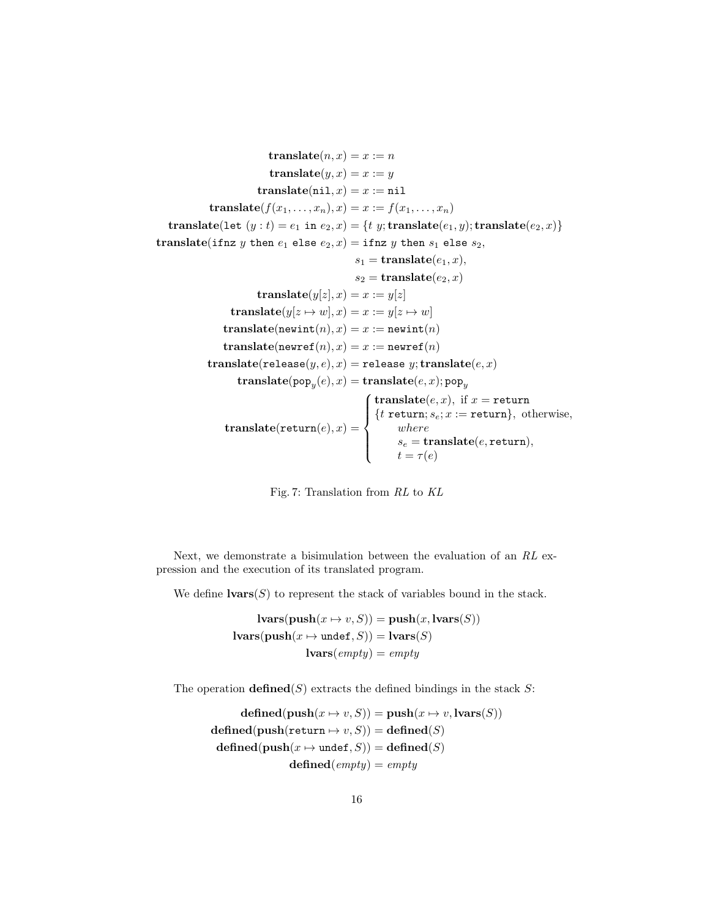$$
\begin{aligned}
\mathbf{translate}(n, x) &= x := n \\
\mathbf{translate}(y, x) &= x := y \\
\mathbf{translate}(\mathtt{nil}, x) &= x := \mathtt{nil} \\
\mathbf{translate}(f(x_1, \ldots, x_n), x) &= x := f(x_1, \ldots, x_n) \\
\mathbf{translate}(\mathtt{let}\ (y : t) = e_1\ \mathtt{in}\ e_2, x) &= \{t\ y; \mathbf{translate}(e_1, y); \mathbf{translate}(e_2, x)\} \\
\mathbf{translate}(\mathtt{ifnz}\ y\ \mathtt{then}\ e_1\ \mathtt{else}\ e_2, x) &= \mathtt{ifnz}\ y\ \mathtt{then}\ s_1\ \mathtt{else}\ s_2, \\
&\qquad s_1 = \mathbf{translate}(e_1, x), \\
&\qquad s_2 = \mathbf{translate}(e_2, x) \\
\mathbf{translate}(y[z], x) &= x := y[z] \\
\mathbf{translate}(y[z \mapsto w], x) &= x := y[z \mapsto w] \\
\mathbf{translate}(\mathtt{newint}(n), x) &= x := \mathtt{newint}(n) \\
\mathbf{translate}(\mathtt{newref}(n), x) &= x := \mathtt{newref}(n) \\
\mathbf{translate}(\mathtt{release}(y, e), x) &= \mathtt{release}\ y; \mathbf{translate}(e, x) \\
\mathbf{translate}(\mathtt{pop}_y(e), x) &= \mathbf{translate}(e, x); \mathtt{pop}_y \\
\mathbf{translate}(\mathtt{return}(e), x) &= \begin{cases} \mathbf{translate}(e, x), \text{ if } x = \mathtt{return} \\ \{t\ \mathtt{return}; s_e; x := \mathtt{return}\}, \text{ otherwise,} \\ \quad \textit{where} \\ \quad s_e = \mathbf{translate}(e, \mathtt{return}), \\ \quad t = \tau(e) \end{cases}
\end{aligned}
$$

Fig. 7: Translation from *RL* to *KL*

Next, we demonstrate a bisimulation between the evaluation of an *RL* expression and the execution of its translated program.

We define $\mathbf{lvars}(S)$ to represent the stack of variables bound in the stack.

$$
\begin{aligned}
\mathbf{lvars}(\mathbf{push}(x \mapsto v, S)) &= \mathbf{push}(x, \mathbf{lvars}(S)) \\
\mathbf{lvars}(\mathbf{push}(x \mapsto \mathtt{undef}, S)) &= \mathbf{lvars}(S) \\
\mathbf{lvars}(\mathit{empty}) &= \mathit{empty}
\end{aligned}
$$

The operation $\mathbf{defined}(S)$ extracts the defined bindings in the stack $S$:

$$
\begin{aligned}
\mathbf{defined}(\mathbf{push}(x \mapsto v, S)) &= \mathbf{push}(x \mapsto v, \mathbf{lvars}(S)) \\
\mathbf{defined}(\mathbf{push}(\mathtt{return} \mapsto v, S)) &= \mathbf{defined}(S) \\
\mathbf{defined}(\mathbf{push}(x \mapsto \mathtt{undef}, S)) &= \mathbf{defined}(S) \\
\mathbf{defined}(\mathit{empty}) &= \mathit{empty}
\end{aligned}
$$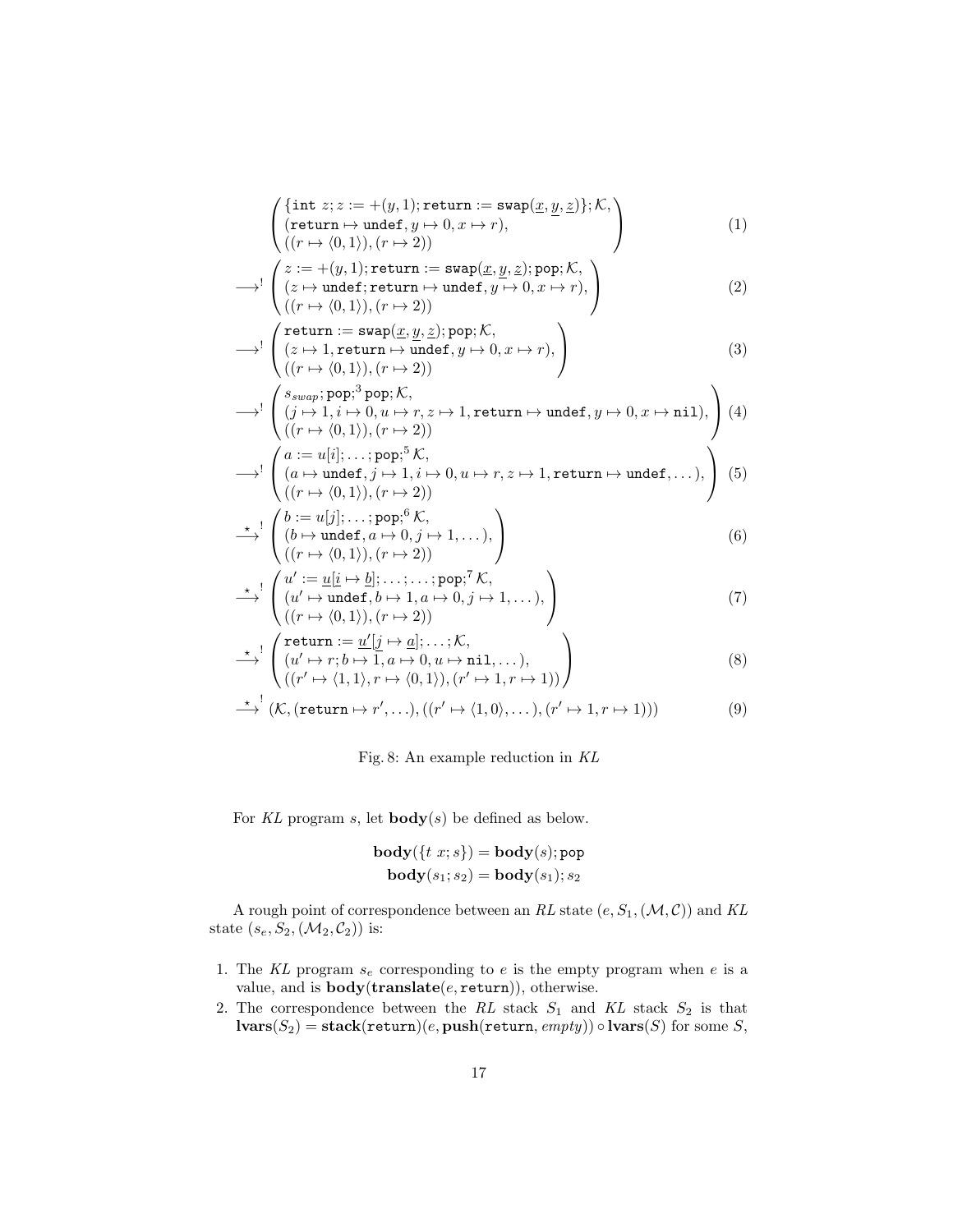$$
\begin{pmatrix}
\{\texttt{int}\ z; z := +(y,1); \texttt{return} := \texttt{swap}(\underline{x}, \underline{y}, \underline{z})\}; \mathcal{K}, \\
(\texttt{return} \mapsto \texttt{undef}, y \mapsto 0, x \mapsto r), \\
((r \mapsto \langle 0,1 \rangle), (r \mapsto 2))
\end{pmatrix} \tag{1}
$$

$$
\longrightarrow^! \begin{pmatrix}
z := +(y,1); \texttt{return} := \texttt{swap}(\underline{x}, \underline{y}, \underline{z}); \texttt{pop}; \mathcal{K}, \\
(z \mapsto \texttt{undef}; \texttt{return} \mapsto \texttt{undef}, y \mapsto 0, x \mapsto r), \\
((r \mapsto \langle 0,1 \rangle), (r \mapsto 2))
\end{pmatrix} \tag{2}
$$

$$
\longrightarrow^! \begin{pmatrix}
\texttt{return} := \texttt{swap}(\underline{x}, \underline{y}, \underline{z}); \texttt{pop}; \mathcal{K}, \\
(z \mapsto 1, \texttt{return} \mapsto \texttt{undef}, y \mapsto 0, x \mapsto r), \\
((r \mapsto \langle 0,1 \rangle), (r \mapsto 2))
\end{pmatrix} \tag{3}
$$

$$
\longrightarrow^! \begin{pmatrix}
s_{swap}; \texttt{pop};^3 \texttt{pop}; \mathcal{K}, \\
(j \mapsto 1, i \mapsto 0, u \mapsto r, z \mapsto 1, \texttt{return} \mapsto \texttt{undef}, y \mapsto 0, x \mapsto \texttt{nil}), \\
((r \mapsto \langle 0,1 \rangle), (r \mapsto 2))
\end{pmatrix} \tag{4}
$$

$$
\longrightarrow^! \begin{pmatrix}
a := u[i]; \ldots; \texttt{pop};^5 \mathcal{K}, \\
(a \mapsto \texttt{undef}, j \mapsto 1, i \mapsto 0, u \mapsto r, z \mapsto 1, \texttt{return} \mapsto \texttt{undef}, \ldots), \\
((r \mapsto \langle 0,1 \rangle), (r \mapsto 2))
\end{pmatrix} \tag{5}
$$

$$
\stackrel{\star}{\longrightarrow}^! \begin{pmatrix}
b := u[j]; \ldots; \texttt{pop};^6 \mathcal{K}, \\
(b \mapsto \texttt{undef}, a \mapsto 0, j \mapsto 1, \ldots), \\
((r \mapsto \langle 0,1 \rangle), (r \mapsto 2))
\end{pmatrix} \tag{6}
$$

$$
\stackrel{\star}{\longrightarrow}^! \begin{pmatrix}
u' := \underline{u}[\underline{i} \mapsto \underline{b}]; \ldots; \ldots; \texttt{pop};^7 \mathcal{K}, \\
(u' \mapsto \texttt{undef}, b \mapsto 1, a \mapsto 0, j \mapsto 1, \ldots), \\
((r \mapsto \langle 0,1 \rangle), (r \mapsto 2))
\end{pmatrix} \tag{7}
$$

$$
\stackrel{\star}{\longrightarrow}^! \begin{pmatrix}
\texttt{return} := \underline{u'}[\underline{j} \mapsto \underline{a}]; \ldots; \mathcal{K}, \\
(u' \mapsto r; b \mapsto 1, a \mapsto 0, u \mapsto \texttt{nil}, \ldots), \\
((r' \mapsto \langle 1,1 \rangle, r \mapsto \langle 0,1 \rangle), (r' \mapsto 1, r \mapsto 1))
\end{pmatrix} \tag{8}
$$

$$
\stackrel{\star}{\longrightarrow}^! (\mathcal{K}, (\texttt{return} \mapsto r', \ldots), ((r' \mapsto \langle 1,0 \rangle, \ldots), (r' \mapsto 1, r \mapsto 1))) \tag{9}
$$

Fig. 8: An example reduction in *KL*

For *KL* program $s$, let $\mathbf{body}(s)$ be defined as below.

$$
\begin{aligned}
\mathbf{body}(\{t\ x; s\}) &= \mathbf{body}(s); \texttt{pop} \\
\mathbf{body}(s_1; s_2) &= \mathbf{body}(s_1); s_2
\end{aligned}
$$

A rough point of correspondence between an *RL* state $(e, S_1, (\mathcal{M}, \mathcal{C}))$ and *KL* state $(s_e, S_2, (\mathcal{M}_2, \mathcal{C}_2))$ is:

1. The *KL* program $s_e$ corresponding to $e$ is the empty program when $e$ is a value, and is $\mathbf{body}(\mathbf{translate}(e, \texttt{return}))$, otherwise.
2. The correspondence between the *RL* stack $S_1$ and *KL* stack $S_2$ is that $\mathbf{lvars}(S_2) = \mathbf{stack}(\texttt{return})(e, \mathbf{push}(\texttt{return}, \mathit{empty})) \circ \mathbf{lvars}(S)$ for some $S$,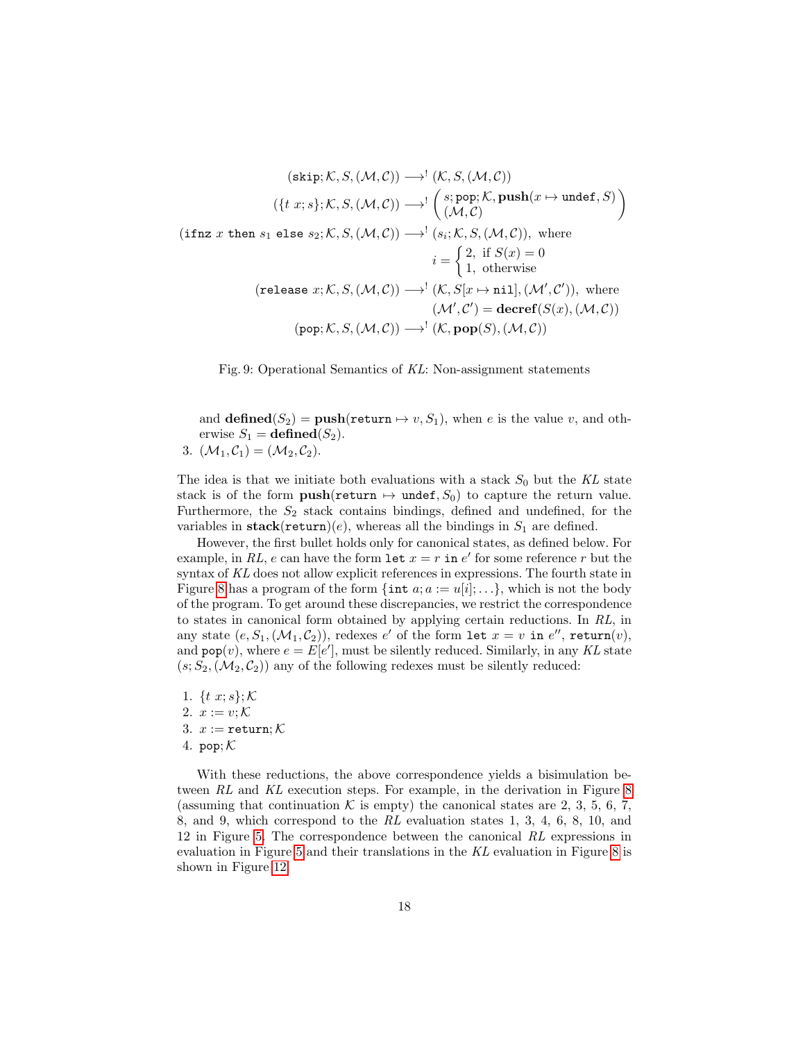$$(\texttt{skip}; \mathcal{K}, S, (\mathcal{M}, \mathcal{C})) \longrightarrow^! (\mathcal{K}, S, (\mathcal{M}, \mathcal{C}))$$

$$(\{t\ x; s\}; \mathcal{K}, S, (\mathcal{M}, \mathcal{C})) \longrightarrow^! \begin{pmatrix} s; \texttt{pop}; \mathcal{K}, \mathbf{push}(x \mapsto \texttt{undef}, S) \\ (\mathcal{M}, \mathcal{C}) \end{pmatrix}$$

$$(\texttt{ifnz}\ x\ \texttt{then}\ s_1\ \texttt{else}\ s_2; \mathcal{K}, S, (\mathcal{M}, \mathcal{C})) \longrightarrow^! (s_i; \mathcal{K}, S, (\mathcal{M}, \mathcal{C})),\ \text{where}\ i = \begin{cases} 2, & \text{if } S(x) = 0 \\ 1, & \text{otherwise} \end{cases}$$

$$(\texttt{release}\ x; \mathcal{K}, S, (\mathcal{M}, \mathcal{C})) \longrightarrow^! (\mathcal{K}, S[x \mapsto \texttt{nil}], (\mathcal{M}', \mathcal{C}')),\ \text{where}\ (\mathcal{M}', \mathcal{C}') = \mathbf{decref}(S(x), (\mathcal{M}, \mathcal{C}))$$

$$(\texttt{pop}; \mathcal{K}, S, (\mathcal{M}, \mathcal{C})) \longrightarrow^! (\mathcal{K}, \mathbf{pop}(S), (\mathcal{M}, \mathcal{C}))$$

Fig. 9: Operational Semantics of *KL*: Non-assignment statements

and $\mathbf{defined}(S_2) = \mathbf{push}(\texttt{return} \mapsto v, S_1)$, when $e$ is the value $v$, and otherwise $S_1 = \mathbf{defined}(S_2)$.

3. $(\mathcal{M}_1, \mathcal{C}_1) = (\mathcal{M}_2, \mathcal{C}_2)$.

The idea is that we initiate both evaluations with a stack $S_0$ but the *KL* state stack is of the form $\mathbf{push}(\texttt{return} \mapsto \texttt{undef}, S_0)$ to capture the return value. Furthermore, the $S_2$ stack contains bindings, defined and undefined, for the variables in $\mathbf{stack}(\texttt{return})(e)$, whereas all the bindings in $S_1$ are defined.

However, the first bullet holds only for canonical states, as defined below. For example, in *RL*, $e$ can have the form $\texttt{let}\ x = r\ \texttt{in}\ e'$ for some reference $r$ but the syntax of *KL* does not allow explicit references in expressions. The fourth state in Figure 8 has a program of the form $\{\texttt{int}\ a; a := u[i]; \ldots\}$, which is not the body of the program. To get around these discrepancies, we restrict the correspondence to states in canonical form obtained by applying certain reductions. In *RL*, in any state $(e, S_1, (\mathcal{M}_1, \mathcal{C}_2))$, redexes $e'$ of the form $\texttt{let}\ x = v\ \texttt{in}\ e''$, $\texttt{return}(v)$, and $\texttt{pop}(v)$, where $e = E[e']$, must be silently reduced. Similarly, in any *KL* state $(s; S_2, (\mathcal{M}_2, \mathcal{C}_2))$ any of the following redexes must be silently reduced:

1. $\{t\ x; s\}; \mathcal{K}$
2. $x := v; \mathcal{K}$
3. $x := \texttt{return}; \mathcal{K}$
4. $\texttt{pop}; \mathcal{K}$

With these reductions, the above correspondence yields a bisimulation between *RL* and *KL* execution steps. For example, in the derivation in Figure 8 (assuming that continuation $\mathcal{K}$ is empty) the canonical states are 2, 3, 5, 6, 7, 8, and 9, which correspond to the *RL* evaluation states 1, 3, 4, 6, 8, 10, and 12 in Figure 5. The correspondence between the canonical *RL* expressions in evaluation in Figure 5 and their translations in the *KL* evaluation in Figure 8 is shown in Figure 12.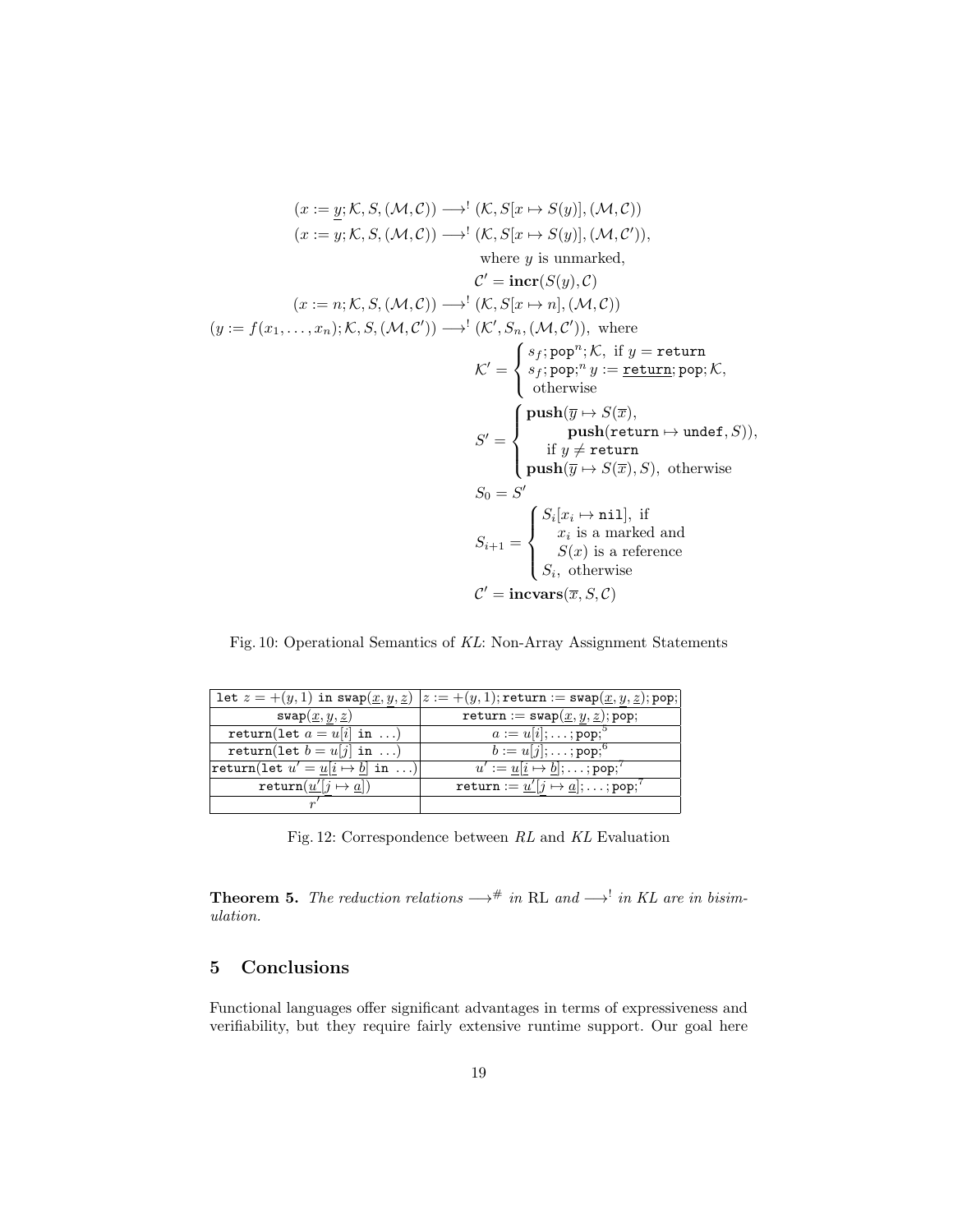$$
\begin{aligned}
(x := \underline{y}; \mathcal{K}, S, (\mathcal{M}, \mathcal{C})) &\longrightarrow^{!} (\mathcal{K}, S[x \mapsto S(y)], (\mathcal{M}, \mathcal{C})) \\
(x := y; \mathcal{K}, S, (\mathcal{M}, \mathcal{C})) &\longrightarrow^{!} (\mathcal{K}, S[x \mapsto S(y)], (\mathcal{M}, \mathcal{C}')), \\
&\quad \text{where } y \text{ is unmarked,} \\
&\quad \mathcal{C}' = \mathbf{incr}(S(y), \mathcal{C}) \\
(x := n; \mathcal{K}, S, (\mathcal{M}, \mathcal{C})) &\longrightarrow^{!} (\mathcal{K}, S[x \mapsto n], (\mathcal{M}, \mathcal{C})) \\
(y := f(x_1, \ldots, x_n); \mathcal{K}, S, (\mathcal{M}, \mathcal{C}')) &\longrightarrow^{!} (\mathcal{K}', S_n, (\mathcal{M}, \mathcal{C}')), \text{ where} \\
&\quad \mathcal{K}' = \begin{cases} s_f; \mathtt{pop}^n; \mathcal{K}, \text{ if } y = \mathtt{return} \\ s_f; \mathtt{pop};^n y := \underline{\mathtt{return}}; \mathtt{pop}; \mathcal{K}, \\ \text{otherwise} \end{cases} \\
&\quad S' = \begin{cases} \mathbf{push}(\overline{y} \mapsto S(\overline{x}), \\ \qquad \mathbf{push}(\mathtt{return} \mapsto \mathtt{undef}, S)), \\ \quad \text{if } y \neq \mathtt{return} \\ \mathbf{push}(\overline{y} \mapsto S(\overline{x}), S), \text{ otherwise} \end{cases} \\
&\quad S_0 = S' \\
&\quad S_{i+1} = \begin{cases} S_i[x_i \mapsto \mathtt{nil}], \text{ if} \\ \quad x_i \text{ is a marked and} \\ \quad S(x) \text{ is a reference} \\ S_i, \text{ otherwise} \end{cases} \\
&\quad \mathcal{C}' = \mathbf{incvars}(\overline{x}, S, \mathcal{C})
\end{aligned}
$$

Fig. 10: Operational Semantics of *KL*: Non-Array Assignment Statements

| | |
|---|---|
| $\mathtt{let}\ z = +(y,1)\ \mathtt{in}\ \mathtt{swap}(\underline{x}, \underline{y}, \underline{z})$ | $z := +(y,1); \mathtt{return} := \mathtt{swap}(\underline{x}, \underline{y}, \underline{z}); \mathtt{pop};$ |
| $\mathtt{swap}(\underline{x}, \underline{y}, \underline{z})$ | $\mathtt{return} := \mathtt{swap}(\underline{x}, \underline{y}, \underline{z}); \mathtt{pop};$ |
| $\mathtt{return}(\mathtt{let}\ a = u[i]\ \mathtt{in}\ \ldots)$ | $a := u[i]; \ldots; \mathtt{pop};^5$ |
| $\mathtt{return}(\mathtt{let}\ b = u[j]\ \mathtt{in}\ \ldots)$ | $b := u[j]; \ldots; \mathtt{pop};^6$ |
| $\mathtt{return}(\mathtt{let}\ u' = \underline{u}[\underline{i} \mapsto \underline{b}]\ \mathtt{in}\ \ldots)$ | $u' := \underline{u}[\underline{i} \mapsto \underline{b}]; \ldots; \mathtt{pop};^7$ |
| $\mathtt{return}(\underline{u'}[\underline{j} \mapsto \underline{a}])$ | $\mathtt{return} := \underline{u'}[\underline{j} \mapsto \underline{a}]; \ldots; \mathtt{pop};^7$ |
| $r'$ | |

Fig. 12: Correspondence between *RL* and *KL* Evaluation

**Theorem 5.** *The reduction relations $\longrightarrow^{\#}$ in* RL *and $\longrightarrow^{!}$ in KL are in bisimulation.*

## 5 Conclusions

Functional languages offer significant advantages in terms of expressiveness and verifiability, but they require fairly extensive runtime support. Our goal here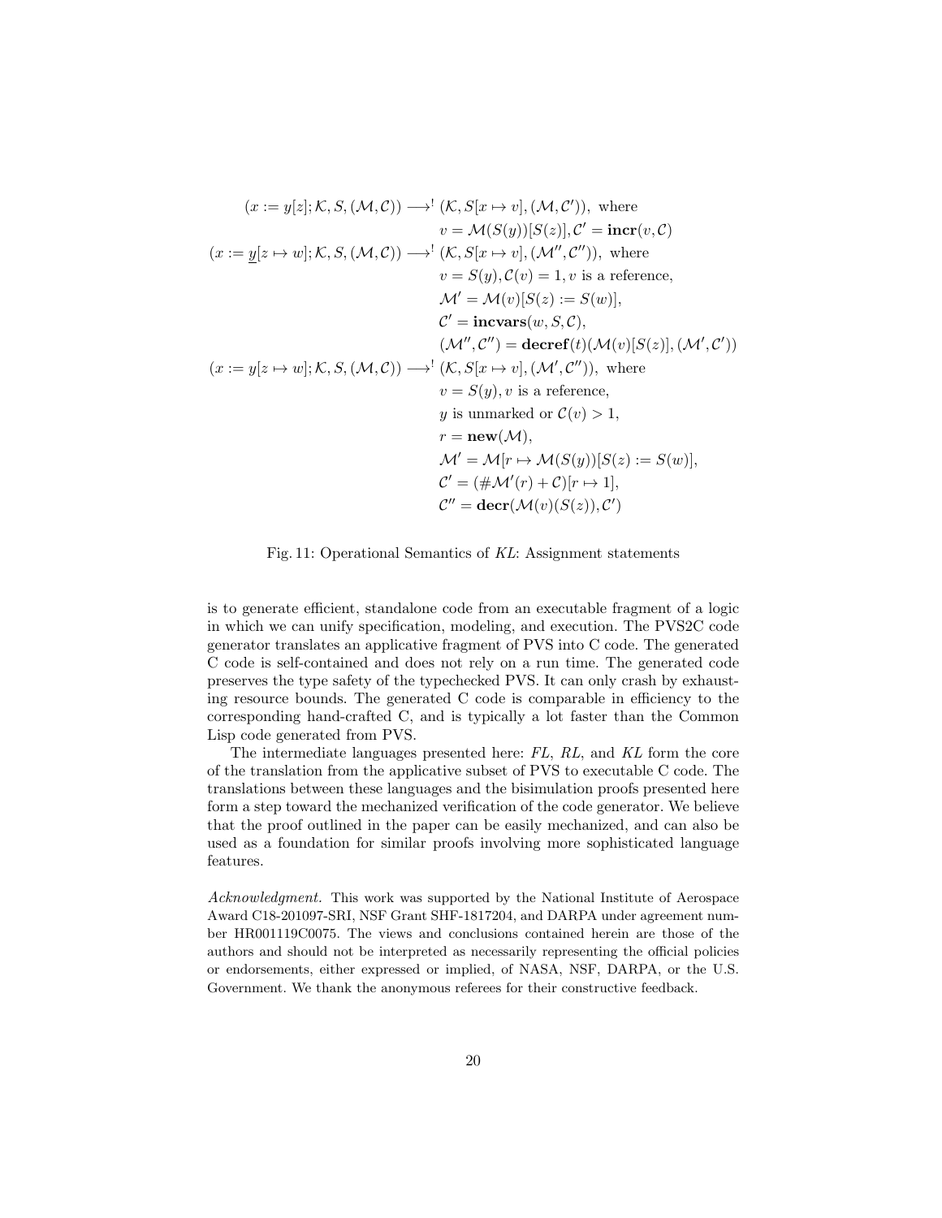$$
\begin{array}{rl}
(x := y[z]; \mathcal{K}, S, (\mathcal{M}, \mathcal{C})) \longrightarrow^! & (\mathcal{K}, S[x \mapsto v], (\mathcal{M}, \mathcal{C}')), \text{ where} \\
& v = \mathcal{M}(S(y))[S(z)], \mathcal{C}' = \mathbf{incr}(v, \mathcal{C}) \\
(x := \underline{y}[z \mapsto w]; \mathcal{K}, S, (\mathcal{M}, \mathcal{C})) \longrightarrow^! & (\mathcal{K}, S[x \mapsto v], (\mathcal{M}'', \mathcal{C}'')), \text{ where} \\
& v = S(y), \mathcal{C}(v) = 1, v \text{ is a reference}, \\
& \mathcal{M}' = \mathcal{M}(v)[S(z) := S(w)], \\
& \mathcal{C}' = \mathbf{incvars}(w, S, \mathcal{C}), \\
& (\mathcal{M}'', \mathcal{C}'') = \mathbf{decref}(t)(\mathcal{M}(v)[S(z)], (\mathcal{M}', \mathcal{C}')) \\
(x := y[z \mapsto w]; \mathcal{K}, S, (\mathcal{M}, \mathcal{C})) \longrightarrow^! & (\mathcal{K}, S[x \mapsto v], (\mathcal{M}', \mathcal{C}'')), \text{ where} \\
& v = S(y), v \text{ is a reference}, \\
& y \text{ is unmarked or } \mathcal{C}(v) > 1, \\
& r = \mathbf{new}(\mathcal{M}), \\
& \mathcal{M}' = \mathcal{M}[r \mapsto \mathcal{M}(S(y))[S(z) := S(w)], \\
& \mathcal{C}' = (\#\mathcal{M}'(r) + \mathcal{C})[r \mapsto 1], \\
& \mathcal{C}'' = \mathbf{decr}(\mathcal{M}(v)(S(z)), \mathcal{C}')
\end{array}
$$

Fig. 11: Operational Semantics of *KL*: Assignment statements

is to generate efficient, standalone code from an executable fragment of a logic in which we can unify specification, modeling, and execution. The PVS2C code generator translates an applicative fragment of PVS into C code. The generated C code is self-contained and does not rely on a run time. The generated code preserves the type safety of the typechecked PVS. It can only crash by exhausting resource bounds. The generated C code is comparable in efficiency to the corresponding hand-crafted C, and is typically a lot faster than the Common Lisp code generated from PVS.

The intermediate languages presented here: *FL*, *RL*, and *KL* form the core of the translation from the applicative subset of PVS to executable C code. The translations between these languages and the bisimulation proofs presented here form a step toward the mechanized verification of the code generator. We believe that the proof outlined in the paper can be easily mechanized, and can also be used as a foundation for similar proofs involving more sophisticated language features.

*Acknowledgment.* This work was supported by the National Institute of Aerospace Award C18-201097-SRI, NSF Grant SHF-1817204, and DARPA under agreement number HR001119C0075. The views and conclusions contained herein are those of the authors and should not be interpreted as necessarily representing the official policies or endorsements, either expressed or implied, of NASA, NSF, DARPA, or the U.S. Government. We thank the anonymous referees for their constructive feedback.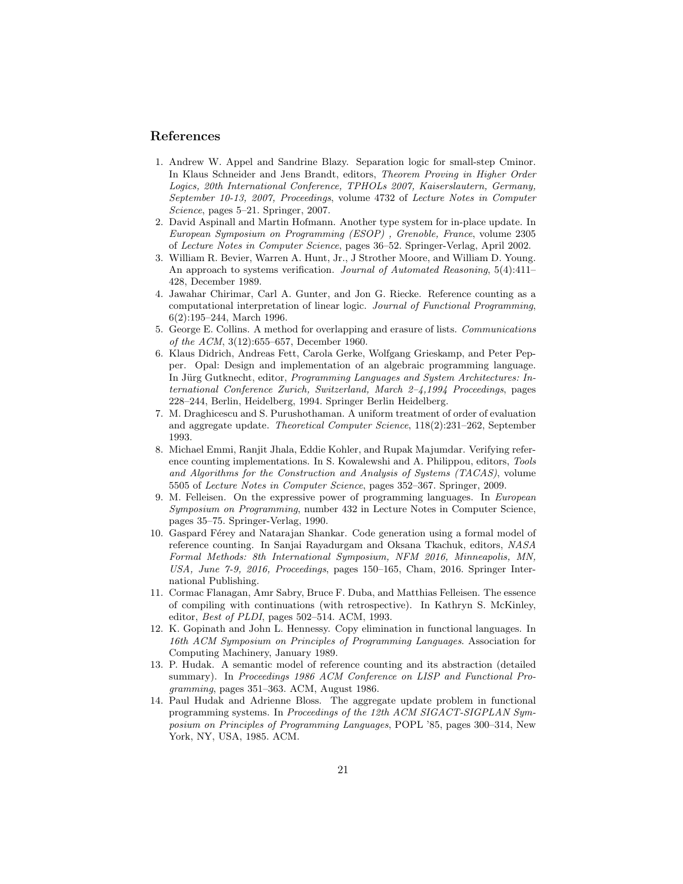## References

1. Andrew W. Appel and Sandrine Blazy. Separation logic for small-step Cminor. In Klaus Schneider and Jens Brandt, editors, *Theorem Proving in Higher Order Logics, 20th International Conference, TPHOLs 2007, Kaiserslautern, Germany, September 10-13, 2007, Proceedings*, volume 4732 of *Lecture Notes in Computer Science*, pages 5–21. Springer, 2007.
2. David Aspinall and Martin Hofmann. Another type system for in-place update. In *European Symposium on Programming (ESOP) , Grenoble, France*, volume 2305 of *Lecture Notes in Computer Science*, pages 36–52. Springer-Verlag, April 2002.
3. William R. Bevier, Warren A. Hunt, Jr., J Strother Moore, and William D. Young. An approach to systems verification. *Journal of Automated Reasoning*, 5(4):411–428, December 1989.
4. Jawahar Chirimar, Carl A. Gunter, and Jon G. Riecke. Reference counting as a computational interpretation of linear logic. *Journal of Functional Programming*, 6(2):195–244, March 1996.
5. George E. Collins. A method for overlapping and erasure of lists. *Communications of the ACM*, 3(12):655–657, December 1960.
6. Klaus Didrich, Andreas Fett, Carola Gerke, Wolfgang Grieskamp, and Peter Pepper. Opal: Design and implementation of an algebraic programming language. In Jürg Gutknecht, editor, *Programming Languages and System Architectures: International Conference Zurich, Switzerland, March 2–4,1994 Proceedings*, pages 228–244, Berlin, Heidelberg, 1994. Springer Berlin Heidelberg.
7. M. Draghicescu and S. Purushothaman. A uniform treatment of order of evaluation and aggregate update. *Theoretical Computer Science*, 118(2):231–262, September 1993.
8. Michael Emmi, Ranjit Jhala, Eddie Kohler, and Rupak Majumdar. Verifying reference counting implementations. In S. Kowalewshi and A. Philippou, editors, *Tools and Algorithms for the Construction and Analysis of Systems (TACAS)*, volume 5505 of *Lecture Notes in Computer Science*, pages 352–367. Springer, 2009.
9. M. Felleisen. On the expressive power of programming languages. In *European Symposium on Programming*, number 432 in Lecture Notes in Computer Science, pages 35–75. Springer-Verlag, 1990.
10. Gaspard Férey and Natarajan Shankar. Code generation using a formal model of reference counting. In Sanjai Rayadurgam and Oksana Tkachuk, editors, *NASA Formal Methods: 8th International Symposium, NFM 2016, Minneapolis, MN, USA, June 7-9, 2016, Proceedings*, pages 150–165, Cham, 2016. Springer International Publishing.
11. Cormac Flanagan, Amr Sabry, Bruce F. Duba, and Matthias Felleisen. The essence of compiling with continuations (with retrospective). In Kathryn S. McKinley, editor, *Best of PLDI*, pages 502–514. ACM, 1993.
12. K. Gopinath and John L. Hennessy. Copy elimination in functional languages. In *16th ACM Symposium on Principles of Programming Languages*. Association for Computing Machinery, January 1989.
13. P. Hudak. A semantic model of reference counting and its abstraction (detailed summary). In *Proceedings 1986 ACM Conference on LISP and Functional Programming*, pages 351–363. ACM, August 1986.
14. Paul Hudak and Adrienne Bloss. The aggregate update problem in functional programming systems. In *Proceedings of the 12th ACM SIGACT-SIGPLAN Symposium on Principles of Programming Languages*, POPL '85, pages 300–314, New York, NY, USA, 1985. ACM.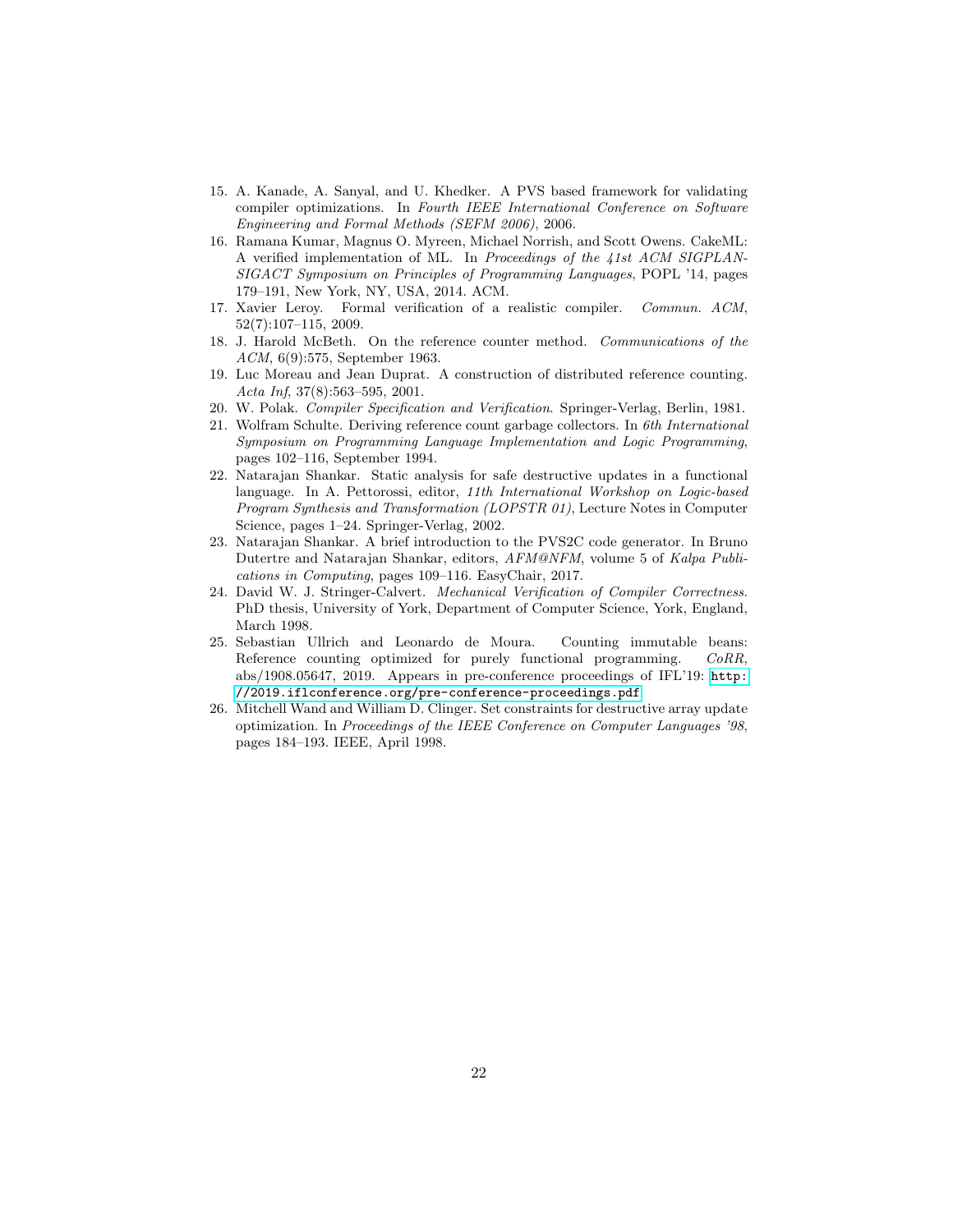15. A. Kanade, A. Sanyal, and U. Khedker. A PVS based framework for validating compiler optimizations. In *Fourth IEEE International Conference on Software Engineering and Formal Methods (SEFM 2006)*, 2006.
16. Ramana Kumar, Magnus O. Myreen, Michael Norrish, and Scott Owens. CakeML: A verified implementation of ML. In *Proceedings of the 41st ACM SIGPLAN-SIGACT Symposium on Principles of Programming Languages*, POPL '14, pages 179–191, New York, NY, USA, 2014. ACM.
17. Xavier Leroy. Formal verification of a realistic compiler. *Commun. ACM*, 52(7):107–115, 2009.
18. J. Harold McBeth. On the reference counter method. *Communications of the ACM*, 6(9):575, September 1963.
19. Luc Moreau and Jean Duprat. A construction of distributed reference counting. *Acta Inf*, 37(8):563–595, 2001.
20. W. Polak. *Compiler Specification and Verification*. Springer-Verlag, Berlin, 1981.
21. Wolfram Schulte. Deriving reference count garbage collectors. In *6th International Symposium on Programming Language Implementation and Logic Programming*, pages 102–116, September 1994.
22. Natarajan Shankar. Static analysis for safe destructive updates in a functional language. In A. Pettorossi, editor, *11th International Workshop on Logic-based Program Synthesis and Transformation (LOPSTR 01)*, Lecture Notes in Computer Science, pages 1–24. Springer-Verlag, 2002.
23. Natarajan Shankar. A brief introduction to the PVS2C code generator. In Bruno Dutertre and Natarajan Shankar, editors, *AFM@NFM*, volume 5 of *Kalpa Publications in Computing*, pages 109–116. EasyChair, 2017.
24. David W. J. Stringer-Calvert. *Mechanical Verification of Compiler Correctness*. PhD thesis, University of York, Department of Computer Science, York, England, March 1998.
25. Sebastian Ullrich and Leonardo de Moura. Counting immutable beans: Reference counting optimized for purely functional programming. *CoRR*, abs/1908.05647, 2019. Appears in pre-conference proceedings of IFL'19: `http://2019.iflconference.org/pre-conference-proceedings.pdf`
26. Mitchell Wand and William D. Clinger. Set constraints for destructive array update optimization. In *Proceedings of the IEEE Conference on Computer Languages '98*, pages 184–193. IEEE, April 1998.